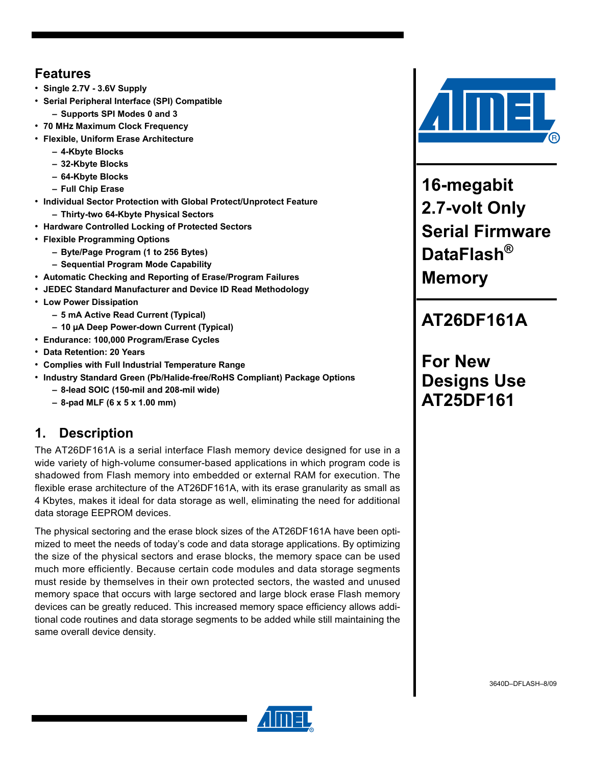# 16-megabit 2.7-volt Only Serial Firmware DataFlash® Memory

# AT26DF161A

## For New Designs Use AT25DF161

## Features

- Single 2.7V - 3.6V Supply
- Serial Peripheral Interface (SPI) Compatible
  - Supports SPI Modes 0 and 3
- 70 MHz Maximum Clock Frequency
- Flexible, Uniform Erase Architecture
  - 4-Kbyte Blocks
  - 32-Kbyte Blocks
  - 64-Kbyte Blocks
  - Full Chip Erase
- Individual Sector Protection with Global Protect/Unprotect Feature
  - Thirty-two 64-Kbyte Physical Sectors
- Hardware Controlled Locking of Protected Sectors
- Flexible Programming Options
  - Byte/Page Program (1 to 256 Bytes)
  - Sequential Program Mode Capability
- Automatic Checking and Reporting of Erase/Program Failures
- JEDEC Standard Manufacturer and Device ID Read Methodology
- Low Power Dissipation
  - 5 mA Active Read Current (Typical)
  - 10 µA Deep Power-down Current (Typical)
- Endurance: 100,000 Program/Erase Cycles
- Data Retention: 20 Years
- Complies with Full Industrial Temperature Range
- Industry Standard Green (Pb/Halide-free/RoHS Compliant) Package Options
  - 8-lead SOIC (150-mil and 208-mil wide)
  - 8-pad MLF (6 x 5 x 1.00 mm)

## 1. Description

The AT26DF161A is a serial interface Flash memory device designed for use in a wide variety of high-volume consumer-based applications in which program code is shadowed from Flash memory into embedded or external RAM for execution. The flexible erase architecture of the AT26DF161A, with its erase granularity as small as 4 Kbytes, makes it ideal for data storage as well, eliminating the need for additional data storage EEPROM devices.

The physical sectoring and the erase block sizes of the AT26DF161A have been optimized to meet the needs of today's code and data storage applications. By optimizing the size of the physical sectors and erase blocks, the memory space can be used much more efficiently. Because certain code modules and data storage segments must reside by themselves in their own protected sectors, the wasted and unused memory space that occurs with large sectored and large block erase Flash memory devices can be greatly reduced. This increased memory space efficiency allows additional code routines and data storage segments to be added while still maintaining the same overall device density.

3640D–DFLASH–8/09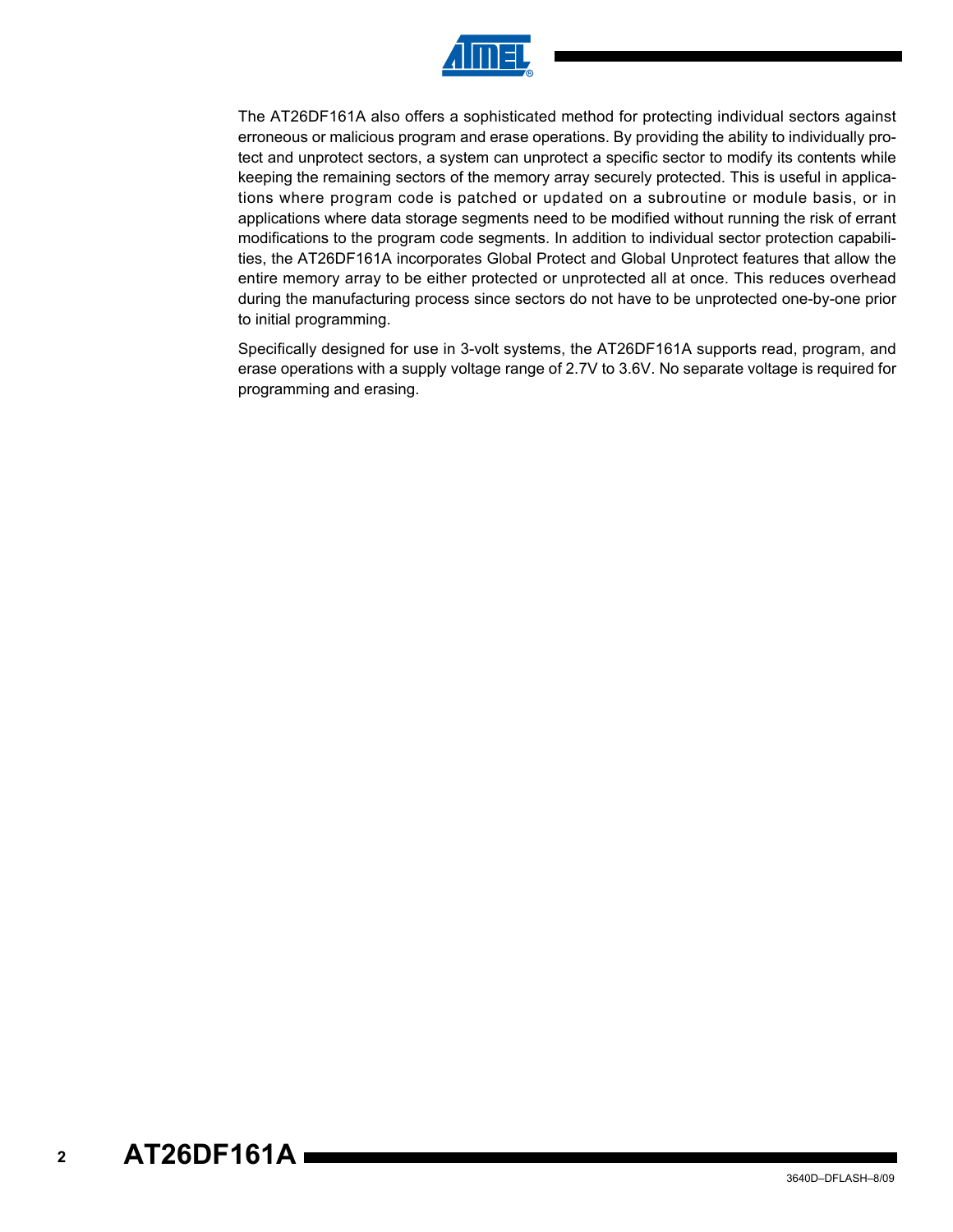The AT26DF161A also offers a sophisticated method for protecting individual sectors against erroneous or malicious program and erase operations. By providing the ability to individually protect and unprotect sectors, a system can unprotect a specific sector to modify its contents while keeping the remaining sectors of the memory array securely protected. This is useful in applications where program code is patched or updated on a subroutine or module basis, or in applications where data storage segments need to be modified without running the risk of errant modifications to the program code segments. In addition to individual sector protection capabilities, the AT26DF161A incorporates Global Protect and Global Unprotect features that allow the entire memory array to be either protected or unprotected all at once. This reduces overhead during the manufacturing process since sectors do not have to be unprotected one-by-one prior to initial programming.

Specifically designed for use in 3-volt systems, the AT26DF161A supports read, program, and erase operations with a supply voltage range of 2.7V to 3.6V. No separate voltage is required for programming and erasing.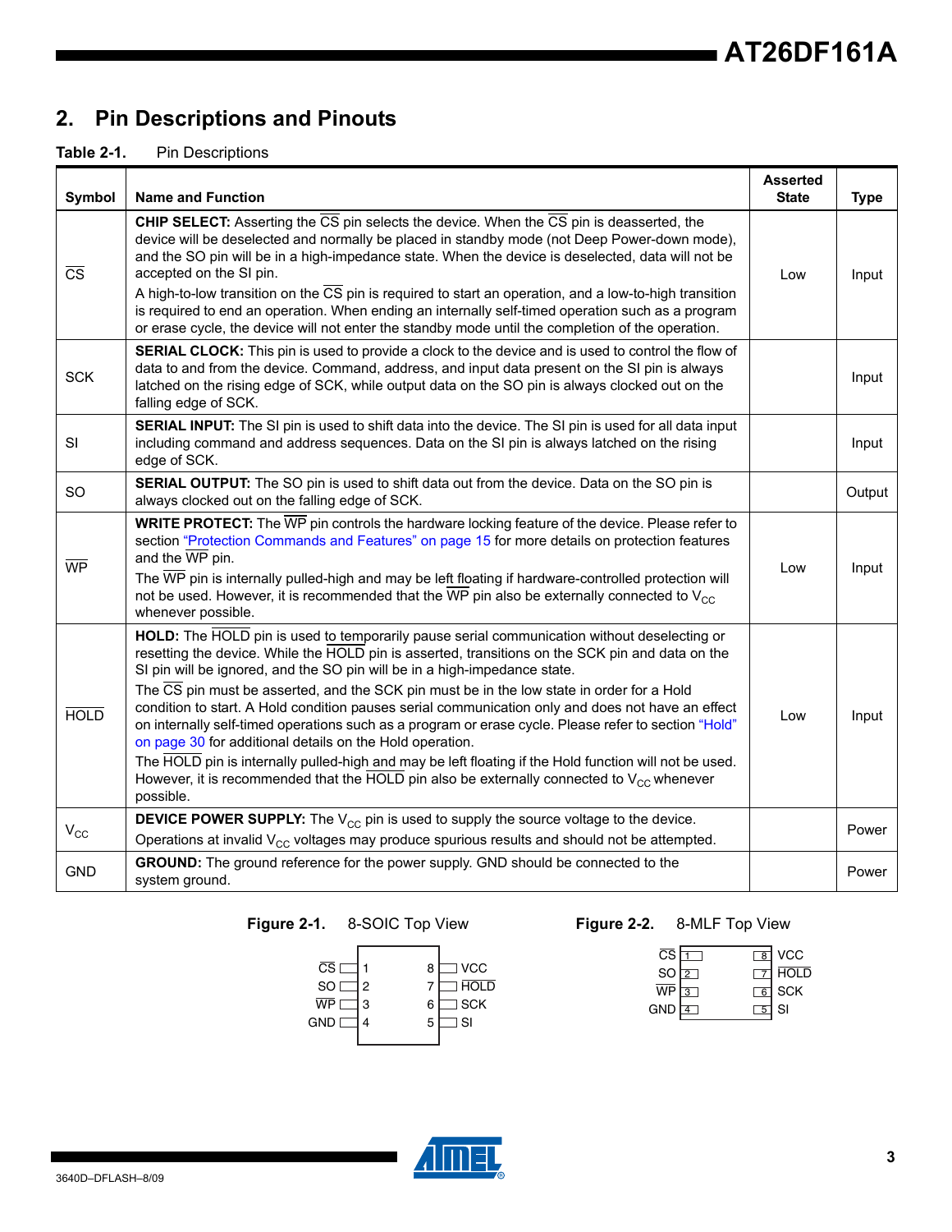## 2. Pins Descriptions and Pinouts

**Table 2-1.** Pin Descriptions

| Symbol | Name and Function | Asserted State | Type |
|---|---|---|---|
| $\overline{CS}$ | **CHIP SELECT:** Asserting the $\overline{CS}$ pin selects the device. When the $\overline{CS}$ pin is deasserted, the device will be deselected and normally be placed in standby mode (not Deep Power-down mode), and the SO pin will be in a high-impedance state. When the device is deselected, data will not be accepted on the SI pin.<br>A high-to-low transition on the $\overline{CS}$ pin is required to start an operation, and a low-to-high transition is required to end an operation. When ending an internally self-timed operation such as a program or erase cycle, the device will not enter the standby mode until the completion of the operation. | Low | Input |
| SCK | **SERIAL CLOCK:** This pin is used to provide a clock to the device and is used to control the flow of data to and from the device. Command, address, and input data present on the SI pin is always latched on the rising edge of SCK, while output data on the SO pin is always clocked out on the falling edge of SCK. | | Input |
| SI | **SERIAL INPUT:** The SI pin is used to shift data into the device. The SI pin is used for all data input including command and address sequences. Data on the SI pin is always latched on the rising edge of SCK. | | Input |
| SO | **SERIAL OUTPUT:** The SO pin is used to shift data out from the device. Data on the SO pin is always clocked out on the falling edge of SCK. | | Output |
| $\overline{WP}$ | **WRITE PROTECT:** The $\overline{WP}$ pin controls the hardware locking feature of the device. Please refer to section "Protection Commands and Features" on page 15 for more details on protection features and the $\overline{WP}$ pin.<br>The $\overline{WP}$ pin is internally pulled-high and may be left floating if hardware-controlled protection will not be used. However, it is recommended that the $\overline{WP}$ pin also be externally connected to $V_{CC}$ whenever possible. | Low | Input |
| $\overline{HOLD}$ | **HOLD:** The $\overline{HOLD}$ pin is used to temporarily pause serial communication without deselecting or resetting the device. While the $\overline{HOLD}$ pin is asserted, transitions on the SCK pin and data on the SI pin will be ignored, and the SO pin will be in a high-impedance state.<br>The $\overline{CS}$ pin must be asserted, and the SCK pin must be in the low state in order for a Hold condition to start. A Hold condition pauses serial communication only and does not have an effect on internally self-timed operations such as a program or erase cycle. Please refer to section "Hold" on page 30 for additional details on the Hold operation.<br>The $\overline{HOLD}$ pin is internally pulled-high and may be left floating if the Hold function will not be used. However, it is recommended that the $\overline{HOLD}$ pin also be externally connected to $V_{CC}$ whenever possible. | Low | Input |
| $V_{CC}$ | **DEVICE POWER SUPPLY:** The $V_{CC}$ pin is used to supply the source voltage to the device.<br>Operations at invalid $V_{CC}$ voltages may produce spurious results and should not be attempted. | | Power |
| GND | **GROUND:** The ground reference for the power supply. GND should be connected to the system ground. | | Power |

**Figure 2-1.** 8-SOIC Top View

| Pin | Name | Pin | Name |
|---|---|---|---|
| 1 | $\overline{CS}$ | 8 | VCC |
| 2 | SO | 7 | $\overline{HOLD}$ |
| 3 | $\overline{WP}$ | 6 | SCK |
| 4 | GND | 5 | SI |

**Figure 2-2.** 8-MLF Top View

| Pin | Name | Pin | Name |
|---|---|---|---|
| 1 | $\overline{CS}$ | 8 | VCC |
| 2 | SO | 7 | $\overline{HOLD}$ |
| 3 | $\overline{WP}$ | 6 | SCK |
| 4 | GND | 5 | SI |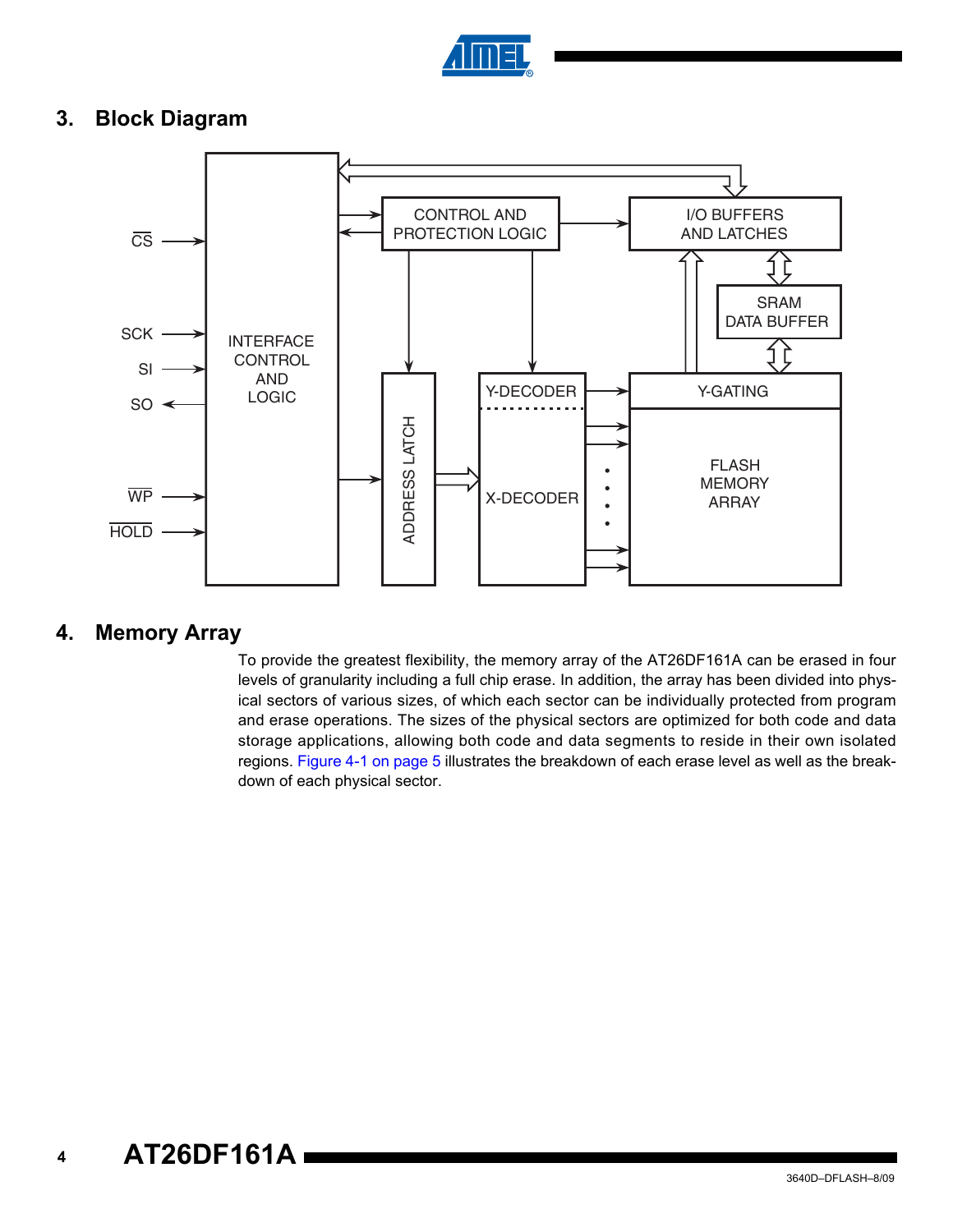## 3. Block Diagram

## 4. Memory Array

To provide the greatest flexibility, the memory array of the AT26DF161A can be erased in four levels of granularity including a full chip erase. In addition, the array has been divided into physical sectors of various sizes, of which each sector can be individually protected from program and erase operations. The sizes of the physical sectors are optimized for both code and data storage applications, allowing both code and data segments to reside in their own isolated regions. Figure 4-1 on page 5 illustrates the breakdown of each erase level as well as the breakdown of each physical sector.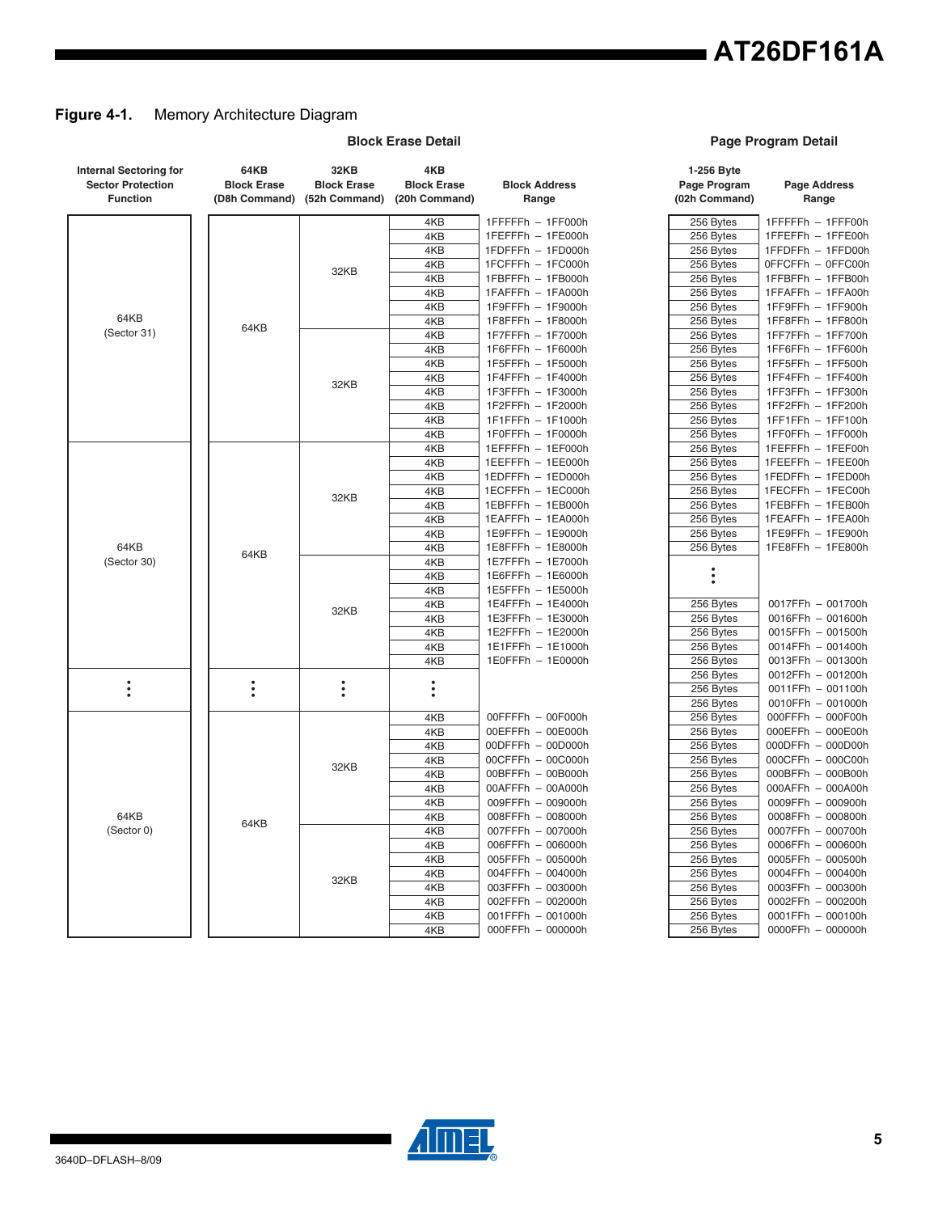**Figure 4-1.** Memory Architecture Diagram

**Block Erase Detail**

| Internal Sectoring for Sector Protection Function | 64KB Block Erase (D8h Command) | 32KB Block Erase (52h Command) | 4KB Block Erase (20h Command) | Block Address Range |
|---|---|---|---|---|
| 64KB (Sector 31) | 64KB | 32KB | 4KB | 1FFFFFh – 1FF000h |
| | | | 4KB | 1FEFFFh – 1FE000h |
| | | | 4KB | 1FDFFFh – 1FD000h |
| | | | 4KB | 1FCFFFh – 1FC000h |
| | | | 4KB | 1FBFFFh – 1FB000h |
| | | | 4KB | 1FAFFFh – 1FA000h |
| | | | 4KB | 1F9FFFh – 1F9000h |
| | | | 4KB | 1F8FFFh – 1F8000h |
| | | 32KB | 4KB | 1F7FFFh – 1F7000h |
| | | | 4KB | 1F6FFFh – 1F6000h |
| | | | 4KB | 1F5FFFh – 1F5000h |
| | | | 4KB | 1F4FFFh – 1F4000h |
| | | | 4KB | 1F3FFFh – 1F3000h |
| | | | 4KB | 1F2FFFh – 1F2000h |
| | | | 4KB | 1F1FFFh – 1F1000h |
| | | | 4KB | 1F0FFFh – 1F0000h |
| 64KB (Sector 30) | 64KB | 32KB | 4KB | 1EFFFFh – 1EF000h |
| | | | 4KB | 1EEFFFh – 1EE000h |
| | | | 4KB | 1EDFFFh – 1ED000h |
| | | | 4KB | 1ECFFFh – 1EC000h |
| | | | 4KB | 1EBFFFh – 1EB000h |
| | | | 4KB | 1EAFFFh – 1EA000h |
| | | | 4KB | 1E9FFFh – 1E9000h |
| | | | 4KB | 1E8FFFh – 1E8000h |
| | | 32KB | 4KB | 1E7FFFh – 1E7000h |
| | | | 4KB | 1E6FFFh – 1E6000h |
| | | | 4KB | 1E5FFFh – 1E5000h |
| | | | 4KB | 1E4FFFh – 1E4000h |
| | | | 4KB | 1E3FFFh – 1E3000h |
| | | | 4KB | 1E2FFFh – 1E2000h |
| | | | 4KB | 1E1FFFh – 1E1000h |
| | | | 4KB | 1E0FFFh – 1E0000h |
| ⋮ | ⋮ | ⋮ | ⋮ | |
| 64KB (Sector 0) | 64KB | 32KB | 4KB | 00FFFFh – 00F000h |
| | | | 4KB | 00EFFFh – 00E000h |
| | | | 4KB | 00DFFFh – 00D000h |
| | | | 4KB | 00CFFFh – 00C000h |
| | | | 4KB | 00BFFFh – 00B000h |
| | | | 4KB | 00AFFFh – 00A000h |
| | | | 4KB | 009FFFh – 009000h |
| | | | 4KB | 008FFFh – 008000h |
| | | 32KB | 4KB | 007FFFh – 007000h |
| | | | 4KB | 006FFFh – 006000h |
| | | | 4KB | 005FFFh – 005000h |
| | | | 4KB | 004FFFh – 004000h |
| | | | 4KB | 003FFFh – 003000h |
| | | | 4KB | 002FFFh – 002000h |
| | | | 4KB | 001FFFh – 001000h |
| | | | 4KB | 000FFFh – 000000h |

**Page Program Detail**

| 1-256 Byte Page Program (02h Command) | Page Address Range |
|---|---|
| 256 Bytes | 1FFFFFh – 1FFF00h |
| 256 Bytes | 1FFEFFh – 1FFE00h |
| 256 Bytes | 1FFDFFh – 1FFD00h |
| 256 Bytes | 0FFCFFh – 0FFC00h |
| 256 Bytes | 1FFBFFh – 1FFB00h |
| 256 Bytes | 1FFAFFh – 1FFA00h |
| 256 Bytes | 1FF9FFh – 1FF900h |
| 256 Bytes | 1FF8FFh – 1FF800h |
| 256 Bytes | 1FF7FFh – 1FF700h |
| 256 Bytes | 1FF6FFh – 1FF600h |
| 256 Bytes | 1FF5FFh – 1FF500h |
| 256 Bytes | 1FF4FFh – 1FF400h |
| 256 Bytes | 1FF3FFh – 1FF300h |
| 256 Bytes | 1FF2FFh – 1FF200h |
| 256 Bytes | 1FF1FFh – 1FF100h |
| 256 Bytes | 1FF0FFh – 1FF000h |
| 256 Bytes | 1FEFFFh – 1FEF00h |
| 256 Bytes | 1FEEFFh – 1FEE00h |
| 256 Bytes | 1FEDFFh – 1FED00h |
| 256 Bytes | 1FECFFh – 1FEC00h |
| 256 Bytes | 1FEBFFh – 1FEB00h |
| 256 Bytes | 1FEAFFh – 1FEA00h |
| 256 Bytes | 1FE9FFh – 1FE900h |
| 256 Bytes | 1FE8FFh – 1FE800h |
| ⋮ | |
| 256 Bytes | 0017FFh – 001700h |
| 256 Bytes | 0016FFh – 001600h |
| 256 Bytes | 0015FFh – 001500h |
| 256 Bytes | 0014FFh – 001400h |
| 256 Bytes | 0013FFh – 001300h |
| 256 Bytes | 0012FFh – 001200h |
| 256 Bytes | 0011FFh – 001100h |
| 256 Bytes | 0010FFh – 001000h |
| 256 Bytes | 000FFFh – 000F00h |
| 256 Bytes | 000EFFh – 000E00h |
| 256 Bytes | 000DFFh – 000D00h |
| 256 Bytes | 000CFFh – 000C00h |
| 256 Bytes | 000BFFh – 000B00h |
| 256 Bytes | 000AFFh – 000A00h |
| 256 Bytes | 0009FFh – 000900h |
| 256 Bytes | 0008FFh – 000800h |
| 256 Bytes | 0007FFh – 000700h |
| 256 Bytes | 0006FFh – 000600h |
| 256 Bytes | 0005FFh – 000500h |
| 256 Bytes | 0004FFh – 000400h |
| 256 Bytes | 0003FFh – 000300h |
| 256 Bytes | 0002FFh – 000200h |
| 256 Bytes | 0001FFh – 000100h |
| 256 Bytes | 0000FFh – 000000h |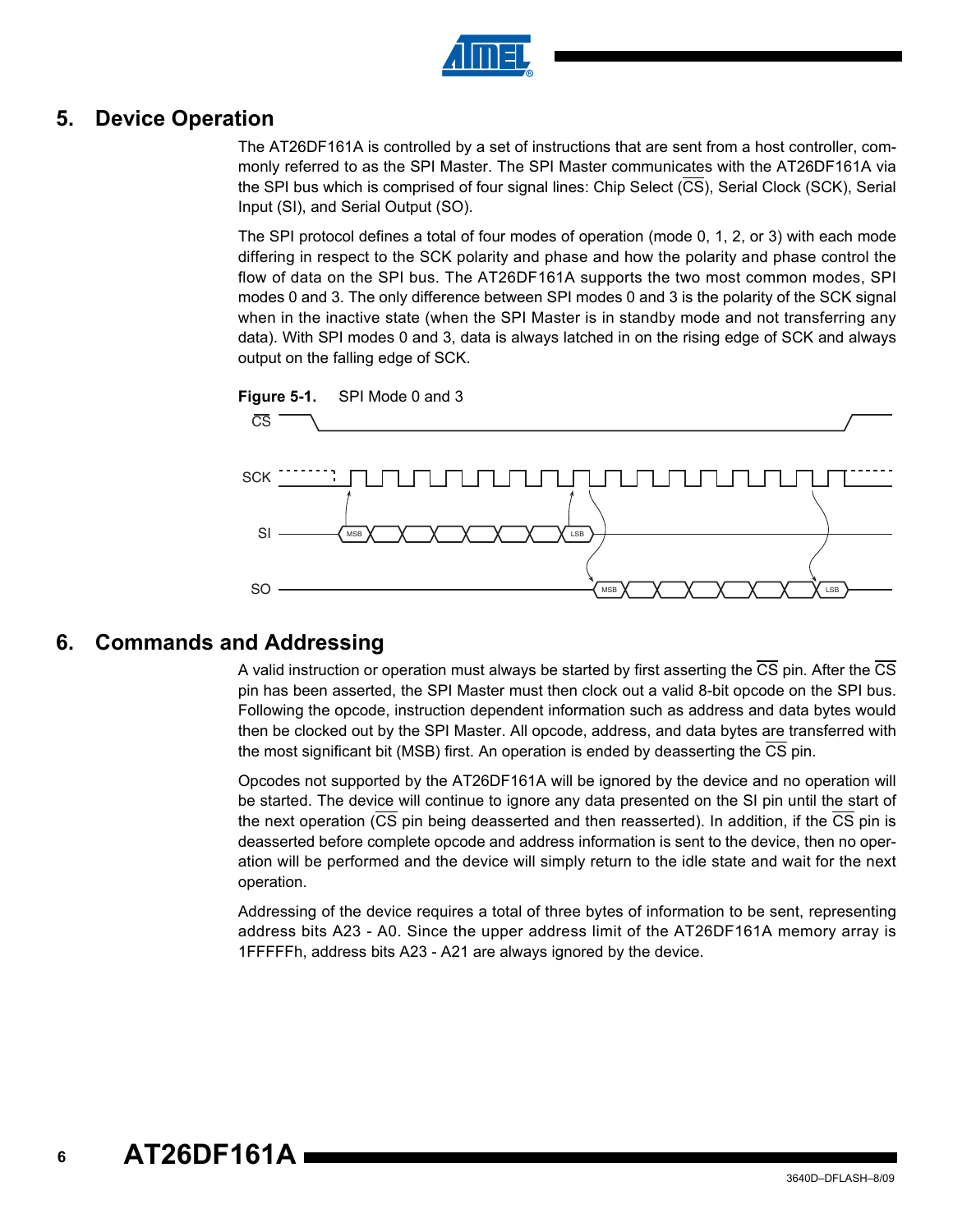# 5. Device Operation

The AT26DF161A is controlled by a set of instructions that are sent from a host controller, commonly referred to as the SPI Master. The SPI Master communicates with the AT26DF161A via the SPI bus which is comprised of four signal lines: Chip Select ($\overline{CS}$), Serial Clock (SCK), Serial Input (SI), and Serial Output (SO).

The SPI protocol defines a total of four modes of operation (mode 0, 1, 2, or 3) with each mode differing in respect to the SCK polarity and phase and how the polarity and phase control the flow of data on the SPI bus. The AT26DF161A supports the two most common modes, SPI modes 0 and 3. The only difference between SPI modes 0 and 3 is the polarity of the SCK signal when in the inactive state (when the SPI Master is in standby mode and not transferring any data). With SPI modes 0 and 3, data is always latched in on the rising edge of SCK and always output on the falling edge of SCK.

**Figure 5-1.** SPI Mode 0 and 3

# 6. Commands and Addressing

A valid instruction or operation must always be started by first asserting the $\overline{CS}$ pin. After the $\overline{CS}$ pin has been asserted, the SPI Master must then clock out a valid 8-bit opcode on the SPI bus. Following the opcode, instruction dependent information such as address and data bytes would then be clocked out by the SPI Master. All opcode, address, and data bytes are transferred with the most significant bit (MSB) first. An operation is ended by deasserting the $\overline{CS}$ pin.

Opcodes not supported by the AT26DF161A will be ignored by the device and no operation will be started. The device will continue to ignore any data presented on the SI pin until the start of the next operation ($\overline{CS}$ pin being deasserted and then reasserted). In addition, if the $\overline{CS}$ pin is deasserted before complete opcode and address information is sent to the device, then no operation will be performed and the device will simply return to the idle state and wait for the next operation.

Addressing of the device requires a total of three bytes of information to be sent, representing address bits A23 - A0. Since the upper address limit of the AT26DF161A memory array is 1FFFFFh, address bits A23 - A21 are always ignored by the device.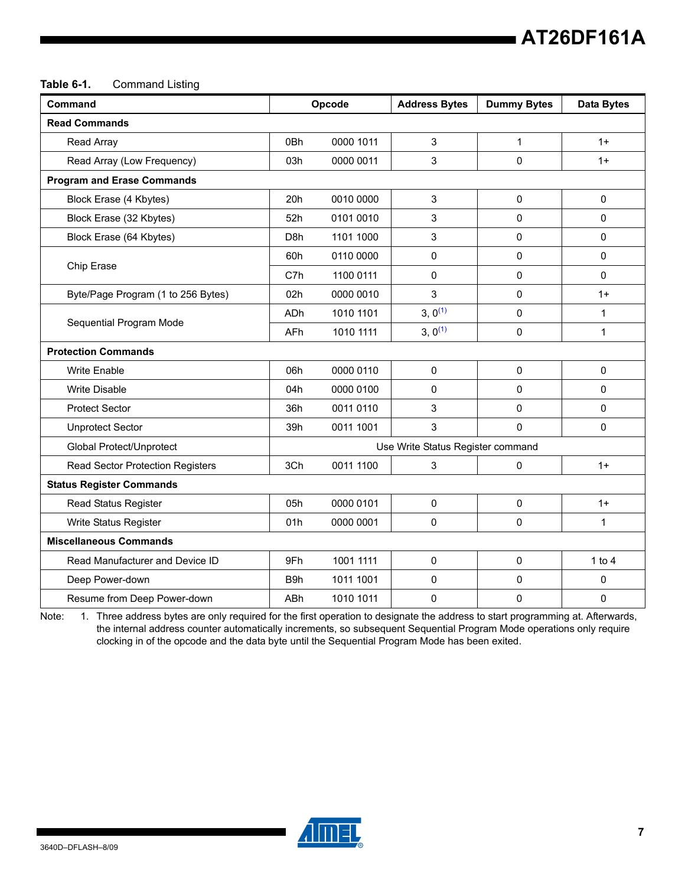**Table 6-1.** Command Listing

| Command | Opcode | | Address Bytes | Dummy Bytes | Data Bytes |
|---|---|---|---|---|---|
| **Read Commands** | | | | | |
| Read Array | 0Bh | 0000 1011 | 3 | 1 | 1+ |
| Read Array (Low Frequency) | 03h | 0000 0011 | 3 | 0 | 1+ |
| **Program and Erase Commands** | | | | | |
| Block Erase (4 Kbytes) | 20h | 0010 0000 | 3 | 0 | 0 |
| Block Erase (32 Kbytes) | 52h | 0101 0010 | 3 | 0 | 0 |
| Block Erase (64 Kbytes) | D8h | 1101 1000 | 3 | 0 | 0 |
| Chip Erase | 60h | 0110 0000 | 0 | 0 | 0 |
| | C7h | 1100 0111 | 0 | 0 | 0 |
| Byte/Page Program (1 to 256 Bytes) | 02h | 0000 0010 | 3 | 0 | 1+ |
| Sequential Program Mode | ADh | 1010 1101 | 3, 0[1] | 0 | 1 |
| | AFh | 1010 1111 | 3, 0[1] | 0 | 1 |
| **Protection Commands** | | | | | |
| Write Enable | 06h | 0000 0110 | 0 | 0 | 0 |
| Write Disable | 04h | 0000 0100 | 0 | 0 | 0 |
| Protect Sector | 36h | 0011 0110 | 3 | 0 | 0 |
| Unprotect Sector | 39h | 0011 1001 | 3 | 0 | 0 |
| Global Protect/Unprotect | Use Write Status Register command | | | | |
| Read Sector Protection Registers | 3Ch | 0011 1100 | 3 | 0 | 1+ |
| **Status Register Commands** | | | | | |
| Read Status Register | 05h | 0000 0101 | 0 | 0 | 1+ |
| Write Status Register | 01h | 0000 0001 | 0 | 0 | 1 |
| **Miscellaneous Commands** | | | | | |
| Read Manufacturer and Device ID | 9Fh | 1001 1111 | 0 | 0 | 1 to 4 |
| Deep Power-down | B9h | 1011 1001 | 0 | 0 | 0 |
| Resume from Deep Power-down | ABh | 1010 1011 | 0 | 0 | 0 |

Note: 1. Three address bytes are only required for the first operation to designate the address to start programming at. Afterwards, the internal address counter automatically increments, so subsequent Sequential Program Mode operations only require clocking in of the opcode and the data byte until the Sequential Program Mode has been exited.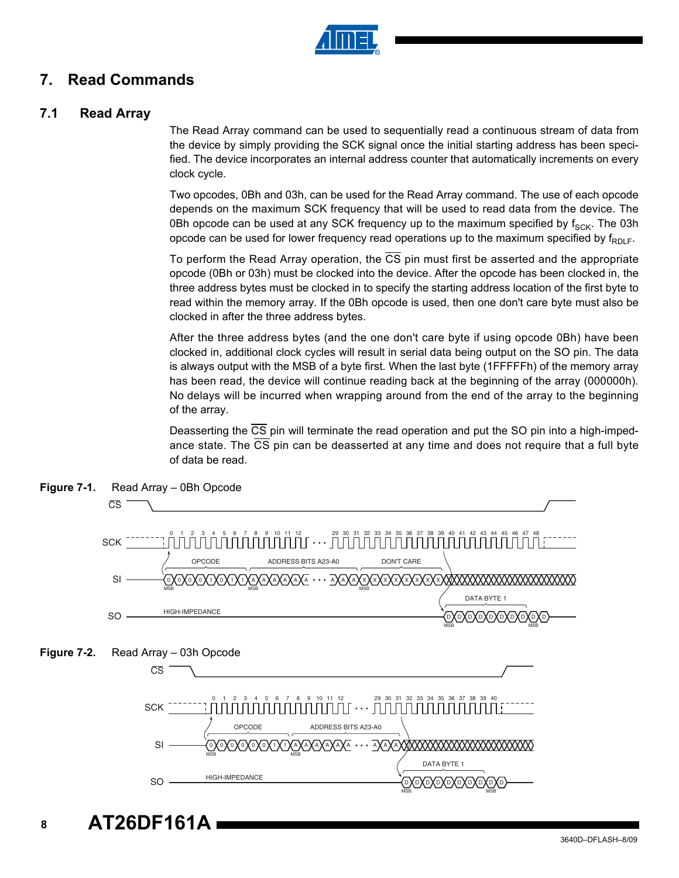## 7. Read Commands

### 7.1 Read Array

The Read Array command can be used to sequentially read a continuous stream of data from the device by simply providing the SCK signal once the initial starting address has been specified. The device incorporates an internal address counter that automatically increments on every clock cycle.

Two opcodes, 0Bh and 03h, can be used for the Read Array command. The use of each opcode depends on the maximum SCK frequency that will be used to read data from the device. The 0Bh opcode can be used at any SCK frequency up to the maximum specified by $f_{SCK}$. The 03h opcode can be used for lower frequency read operations up to the maximum specified by $f_{RDLF}$.

To perform the Read Array operation, the $\overline{CS}$ pin must first be asserted and the appropriate opcode (0Bh or 03h) must be clocked into the device. After the opcode has been clocked in, the three address bytes must be clocked in to specify the starting address location of the first byte to read within the memory array. If the 0Bh opcode is used, then one don't care byte must also be clocked in after the three address bytes.

After the three address bytes (and the one don't care byte if using opcode 0Bh) have been clocked in, additional clock cycles will result in serial data being output on the SO pin. The data is always output with the MSB of a byte first. When the last byte (1FFFFFh) of the memory array has been read, the device will continue reading back at the beginning of the array (000000h). No delays will be incurred when wrapping around from the end of the array to the beginning of the array.

Deasserting the $\overline{CS}$ pin will terminate the read operation and put the SO pin into a high-impedance state. The $\overline{CS}$ pin can be deasserted at any time and does not require that a full byte of data be read.

**Figure 7-1.** Read Array – 0Bh Opcode

**Figure 7-2.** Read Array – 03h Opcode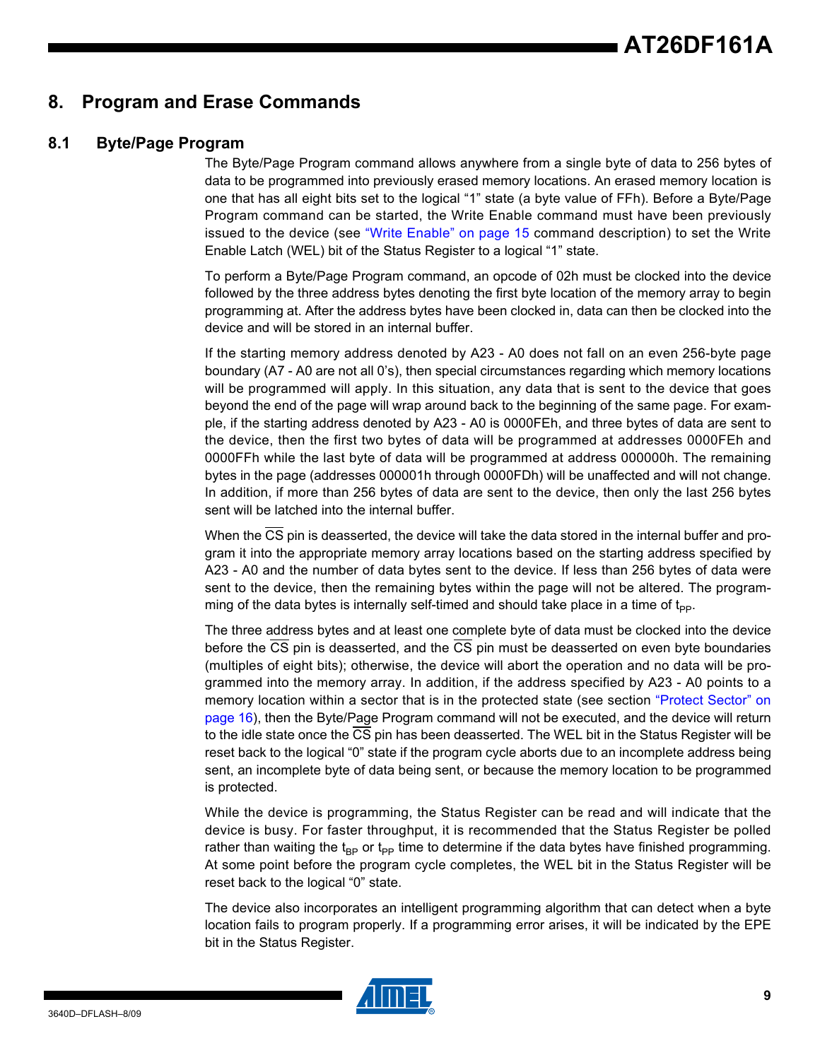## 8. Program and Erase Commands

### 8.1 Byte/Page Program

The Byte/Page Program command allows anywhere from a single byte of data to 256 bytes of data to be programmed into previously erased memory locations. An erased memory location is one that has all eight bits set to the logical "1" state (a byte value of FFh). Before a Byte/Page Program command can be started, the Write Enable command must have been previously issued to the device (see "Write Enable" on page 15 command description) to set the Write Enable Latch (WEL) bit of the Status Register to a logical "1" state.

To perform a Byte/Page Program command, an opcode of 02h must be clocked into the device followed by the three address bytes denoting the first byte location of the memory array to begin programming at. After the address bytes have been clocked in, data can then be clocked into the device and will be stored in an internal buffer.

If the starting memory address denoted by A23 - A0 does not fall on an even 256-byte page boundary (A7 - A0 are not all 0's), then special circumstances regarding which memory locations will be programmed will apply. In this situation, any data that is sent to the device that goes beyond the end of the page will wrap around back to the beginning of the same page. For example, if the starting address denoted by A23 - A0 is 0000FEh, and three bytes of data are sent to the device, then the first two bytes of data will be programmed at addresses 0000FEh and 0000FFh while the last byte of data will be programmed at address 000000h. The remaining bytes in the page (addresses 000001h through 0000FDh) will be unaffected and will not change. In addition, if more than 256 bytes of data are sent to the device, then only the last 256 bytes sent will be latched into the internal buffer.

When the $\overline{CS}$ pin is deasserted, the device will take the data stored in the internal buffer and program it into the appropriate memory array locations based on the starting address specified by A23 - A0 and the number of data bytes sent to the device. If less than 256 bytes of data were sent to the device, then the remaining bytes within the page will not be altered. The programming of the data bytes is internally self-timed and should take place in a time of $t_{PP}$.

The three address bytes and at least one complete byte of data must be clocked into the device before the $\overline{CS}$ pin is deasserted, and the $\overline{CS}$ pin must be deasserted on even byte boundaries (multiples of eight bits); otherwise, the device will abort the operation and no data will be programmed into the memory array. In addition, if the address specified by A23 - A0 points to a memory location within a sector that is in the protected state (see section "Protect Sector" on page 16), then the Byte/Page Program command will not be executed, and the device will return to the idle state once the $\overline{CS}$ pin has been deasserted. The WEL bit in the Status Register will be reset back to the logical "0" state if the program cycle aborts due to an incomplete address being sent, an incomplete byte of data being sent, or because the memory location to be programmed is protected.

While the device is programming, the Status Register can be read and will indicate that the device is busy. For faster throughput, it is recommended that the Status Register be polled rather than waiting the $t_{BP}$ or $t_{PP}$ time to determine if the data bytes have finished programming. At some point before the program cycle completes, the WEL bit in the Status Register will be reset back to the logical "0" state.

The device also incorporates an intelligent programming algorithm that can detect when a byte location fails to program properly. If a programming error arises, it will be indicated by the EPE bit in the Status Register.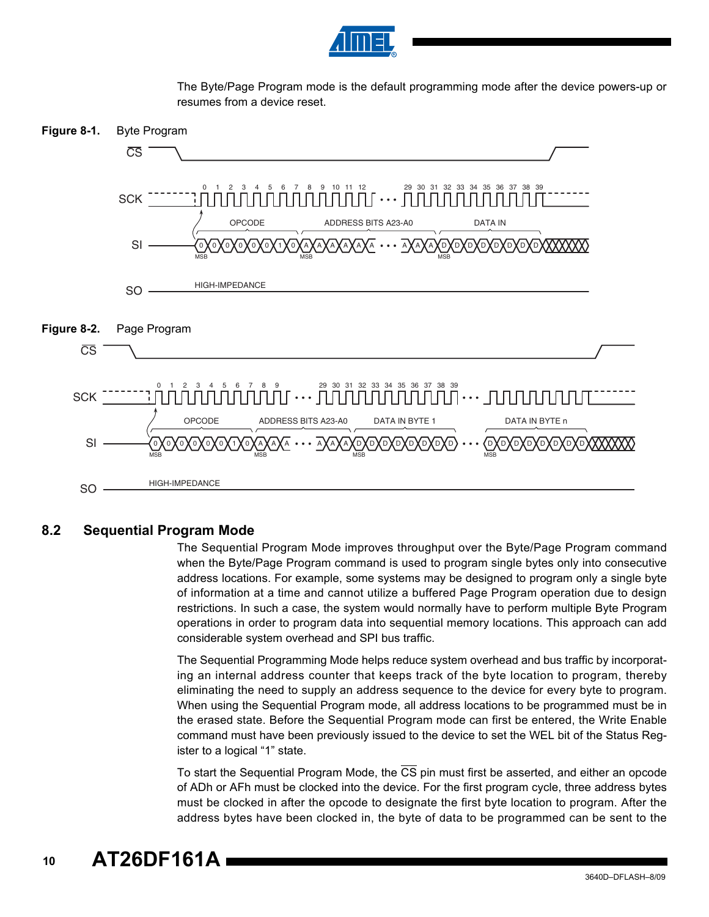The Byte/Page Program mode is the default programming mode after the device powers-up or resumes from a device reset.

**Figure 8-1.** Byte Program

**Figure 8-2.** Page Program

## 8.2 Sequential Program Mode

The Sequential Program Mode improves throughput over the Byte/Page Program command when the Byte/Page Program command is used to program single bytes only into consecutive address locations. For example, some systems may be designed to program only a single byte of information at a time and cannot utilize a buffered Page Program operation due to design restrictions. In such a case, the system would normally have to perform multiple Byte Program operations in order to program data into sequential memory locations. This approach can add considerable system overhead and SPI bus traffic.

The Sequential Programming Mode helps reduce system overhead and bus traffic by incorporating an internal address counter that keeps track of the byte location to program, thereby eliminating the need to supply an address sequence to the device for every byte to program. When using the Sequential Program mode, all address locations to be programmed must be in the erased state. Before the Sequential Program mode can first be entered, the Write Enable command must have been previously issued to the device to set the WEL bit of the Status Register to a logical "1" state.

To start the Sequential Program Mode, the $\overline{CS}$ pin must first be asserted, and either an opcode of ADh or AFh must be clocked into the device. For the first program cycle, three address bytes must be clocked in after the opcode to designate the first byte location to program. After the address bytes have been clocked in, the byte of data to be programmed can be sent to the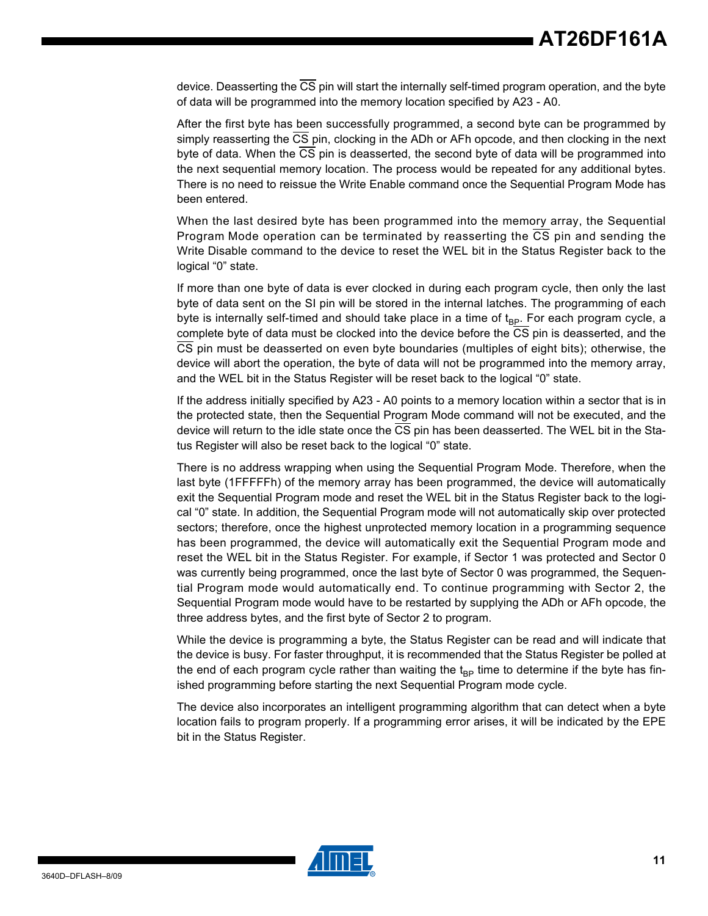device. Deasserting the $\overline{CS}$ pin will start the internally self-timed program operation, and the byte of data will be programmed into the memory location specified by A23 - A0.

After the first byte has been successfully programmed, a second byte can be programmed by simply reasserting the $\overline{CS}$ pin, clocking in the ADh or AFh opcode, and then clocking in the next byte of data. When the $\overline{CS}$ pin is deasserted, the second byte of data will be programmed into the next sequential memory location. The process would be repeated for any additional bytes. There is no need to reissue the Write Enable command once the Sequential Program Mode has been entered.

When the last desired byte has been programmed into the memory array, the Sequential Program Mode operation can be terminated by reasserting the $\overline{CS}$ pin and sending the Write Disable command to the device to reset the WEL bit in the Status Register back to the logical "0" state.

If more than one byte of data is ever clocked in during each program cycle, then only the last byte of data sent on the SI pin will be stored in the internal latches. The programming of each byte is internally self-timed and should take place in a time of $t_{BP}$. For each program cycle, a complete byte of data must be clocked into the device before the $\overline{CS}$ pin is deasserted, and the $\overline{CS}$ pin must be deasserted on even byte boundaries (multiples of eight bits); otherwise, the device will abort the operation, the byte of data will not be programmed into the memory array, and the WEL bit in the Status Register will be reset back to the logical "0" state.

If the address initially specified by A23 - A0 points to a memory location within a sector that is in the protected state, then the Sequential Program Mode command will not be executed, and the device will return to the idle state once the $\overline{CS}$ pin has been deasserted. The WEL bit in the Status Register will also be reset back to the logical "0" state.

There is no address wrapping when using the Sequential Program Mode. Therefore, when the last byte (1FFFFFh) of the memory array has been programmed, the device will automatically exit the Sequential Program mode and reset the WEL bit in the Status Register back to the logical "0" state. In addition, the Sequential Program mode will not automatically skip over protected sectors; therefore, once the highest unprotected memory location in a programming sequence has been programmed, the device will automatically exit the Sequential Program mode and reset the WEL bit in the Status Register. For example, if Sector 1 was protected and Sector 0 was currently being programmed, once the last byte of Sector 0 was programmed, the Sequential Program mode would automatically end. To continue programming with Sector 2, the Sequential Program mode would have to be restarted by supplying the ADh or AFh opcode, the three address bytes, and the first byte of Sector 2 to program.

While the device is programming a byte, the Status Register can be read and will indicate that the device is busy. For faster throughput, it is recommended that the Status Register be polled at the end of each program cycle rather than waiting the $t_{BP}$ time to determine if the byte has finished programming before starting the next Sequential Program mode cycle.

The device also incorporates an intelligent programming algorithm that can detect when a byte location fails to program properly. If a programming error arises, it will be indicated by the EPE bit in the Status Register.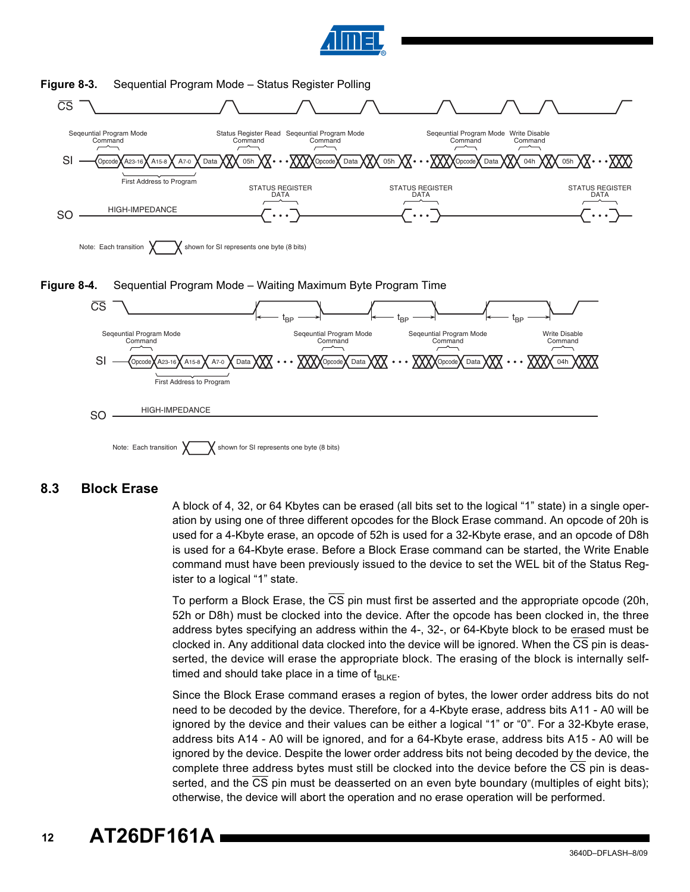**Figure 8-3.** Sequential Program Mode – Status Register Polling

Note: Each transition shown for SI represents one byte (8 bits)

**Figure 8-4.** Sequential Program Mode – Waiting Maximum Byte Program Time

Note: Each transition shown for SI represents one byte (8 bits)

## 8.3 Block Erase

A block of 4, 32, or 64 Kbytes can be erased (all bits set to the logical "1" state) in a single operation by using one of three different opcodes for the Block Erase command. An opcode of 20h is used for a 4-Kbyte erase, an opcode of 52h is used for a 32-Kbyte erase, and an opcode of D8h is used for a 64-Kbyte erase. Before a Block Erase command can be started, the Write Enable command must have been previously issued to the device to set the WEL bit of the Status Register to a logical "1" state.

To perform a Block Erase, the $\overline{CS}$ pin must first be asserted and the appropriate opcode (20h, 52h or D8h) must be clocked into the device. After the opcode has been clocked in, the three address bytes specifying an address within the 4-, 32-, or 64-Kbyte block to be erased must be clocked in. Any additional data clocked into the device will be ignored. When the $\overline{CS}$ pin is deasserted, the device will erase the appropriate block. The erasing of the block is internally self-timed and should take place in a time of $t_{BLKE}$.

Since the Block Erase command erases a region of bytes, the lower order address bits do not need to be decoded by the device. Therefore, for a 4-Kbyte erase, address bits A11 - A0 will be ignored by the device and their values can be either a logical "1" or "0". For a 32-Kbyte erase, address bits A14 - A0 will be ignored, and for a 64-Kbyte erase, address bits A15 - A0 will be ignored by the device. Despite the lower order address bits not being decoded by the device, the complete three address bytes must still be clocked into the device before the $\overline{CS}$ pin is deasserted, and the $\overline{CS}$ pin must be deasserted on an even byte boundary (multiples of eight bits); otherwise, the device will abort the operation and no erase operation will be performed.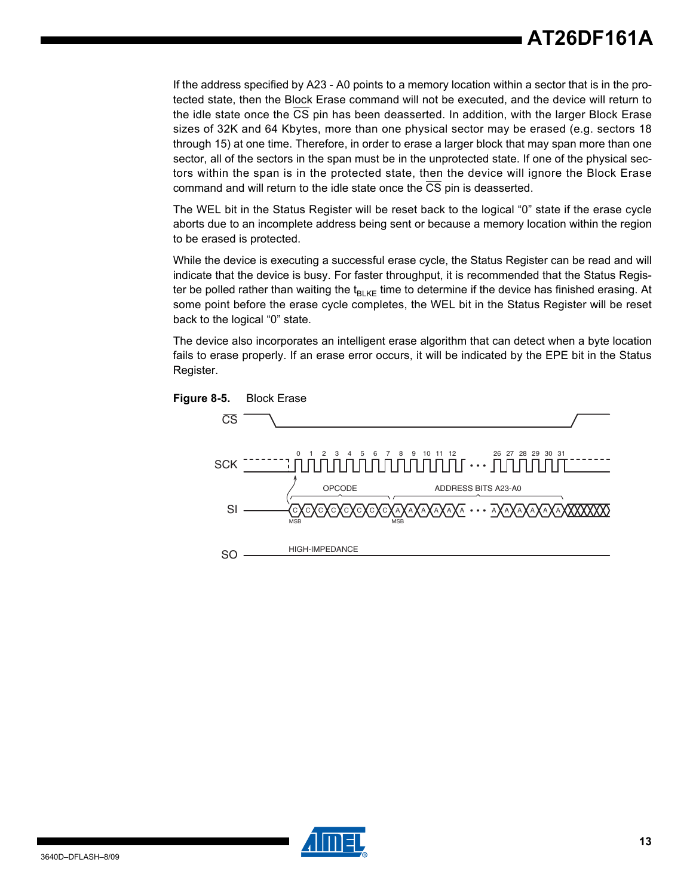If the address specified by A23 - A0 points to a memory location within a sector that is in the protected state, then the Block Erase command will not be executed, and the device will return to the idle state once the $\overline{CS}$ pin has been deasserted. In addition, with the larger Block Erase sizes of 32K and 64 Kbytes, more than one physical sector may be erased (e.g. sectors 18 through 15) at one time. Therefore, in order to erase a larger block that may span more than one sector, all of the sectors in the span must be in the unprotected state. If one of the physical sectors within the span is in the protected state, then the device will ignore the Block Erase command and will return to the idle state once the $\overline{CS}$ pin is deasserted.

The WEL bit in the Status Register will be reset back to the logical "0" state if the erase cycle aborts due to an incomplete address being sent or because a memory location within the region to be erased is protected.

While the device is executing a successful erase cycle, the Status Register can be read and will indicate that the device is busy. For faster throughput, it is recommended that the Status Register be polled rather than waiting the $t_{BLKE}$ time to determine if the device has finished erasing. At some point before the erase cycle completes, the WEL bit in the Status Register will be reset back to the logical "0" state.

The device also incorporates an intelligent erase algorithm that can detect when a byte location fails to erase properly. If an erase error occurs, it will be indicated by the EPE bit in the Status Register.

**Figure 8-5.** Block Erase

CS

SCK 0 1 2 3 4 5 6 7 8 9 10 11 12 ... 26 27 28 29 30 31

OPCODE — ADDRESS BITS A23-A0

SI C C C C C C C C A A A A A A ... A A A A A A (MSB, MSB)

SO HIGH-IMPEDANCE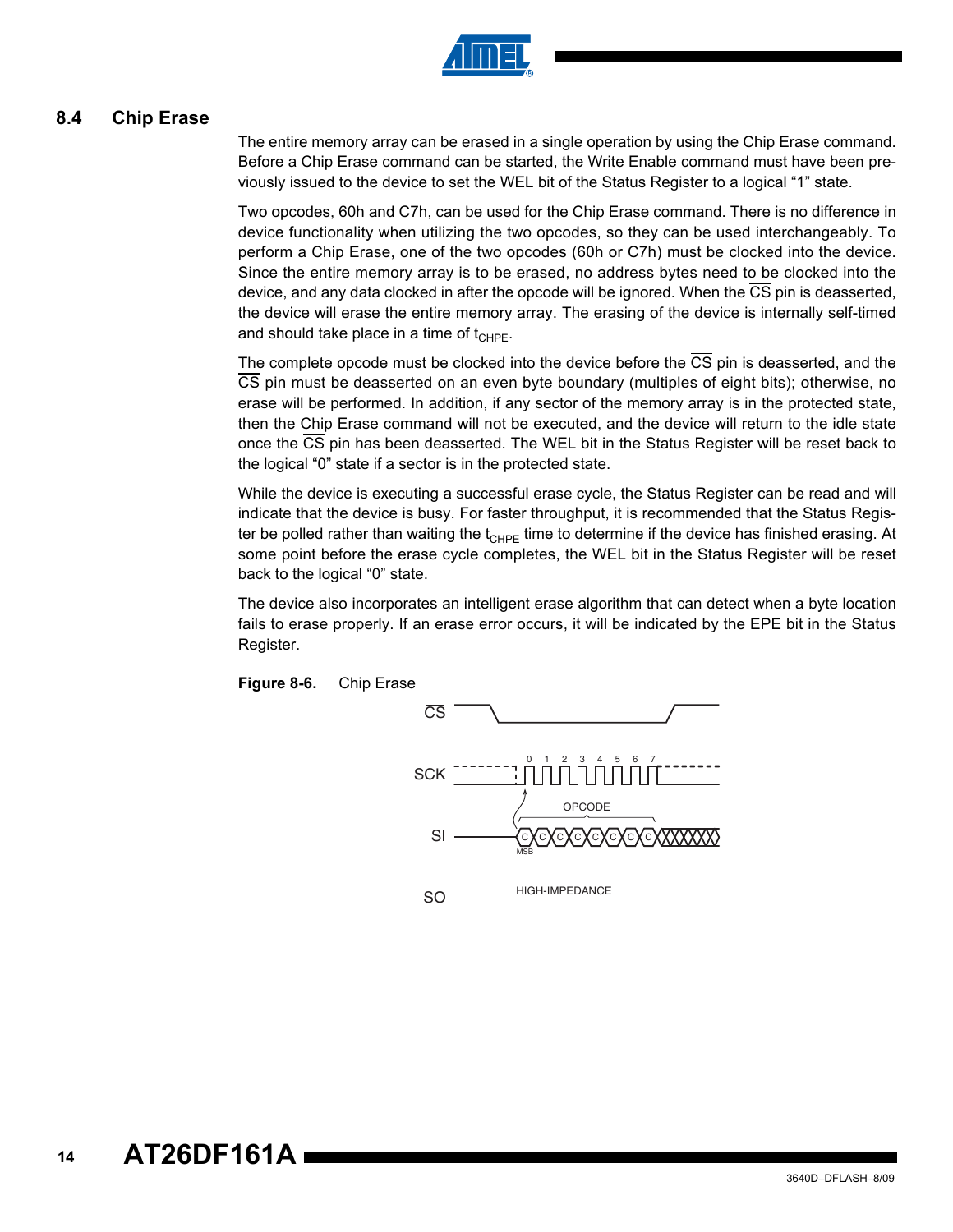## 8.4 Chip Erase

The entire memory array can be erased in a single operation by using the Chip Erase command. Before a Chip Erase command can be started, the Write Enable command must have been previously issued to the device to set the WEL bit of the Status Register to a logical "1" state.

Two opcodes, 60h and C7h, can be used for the Chip Erase command. There is no difference in device functionality when utilizing the two opcodes, so they can be used interchangeably. To perform a Chip Erase, one of the two opcodes (60h or C7h) must be clocked into the device. Since the entire memory array is to be erased, no address bytes need to be clocked into the device, and any data clocked in after the opcode will be ignored. When the $\overline{CS}$ pin is deasserted, the device will erase the entire memory array. The erasing of the device is internally self-timed and should take place in a time of $t_{CHPE}$.

The complete opcode must be clocked into the device before the $\overline{CS}$ pin is deasserted, and the $\overline{CS}$ pin must be deasserted on an even byte boundary (multiples of eight bits); otherwise, no erase will be performed. In addition, if any sector of the memory array is in the protected state, then the Chip Erase command will not be executed, and the device will return to the idle state once the $\overline{CS}$ pin has been deasserted. The WEL bit in the Status Register will be reset back to the logical "0" state if a sector is in the protected state.

While the device is executing a successful erase cycle, the Status Register can be read and will indicate that the device is busy. For faster throughput, it is recommended that the Status Register be polled rather than waiting the $t_{CHPE}$ time to determine if the device has finished erasing. At some point before the erase cycle completes, the WEL bit in the Status Register will be reset back to the logical "0" state.

The device also incorporates an intelligent erase algorithm that can detect when a byte location fails to erase properly. If an erase error occurs, it will be indicated by the EPE bit in the Status Register.

**Figure 8-6.** Chip Erase

CS

SCK 0 1 2 3 4 5 6 7

OPCODE

SI C C C C C C C C MSB

SO HIGH-IMPEDANCE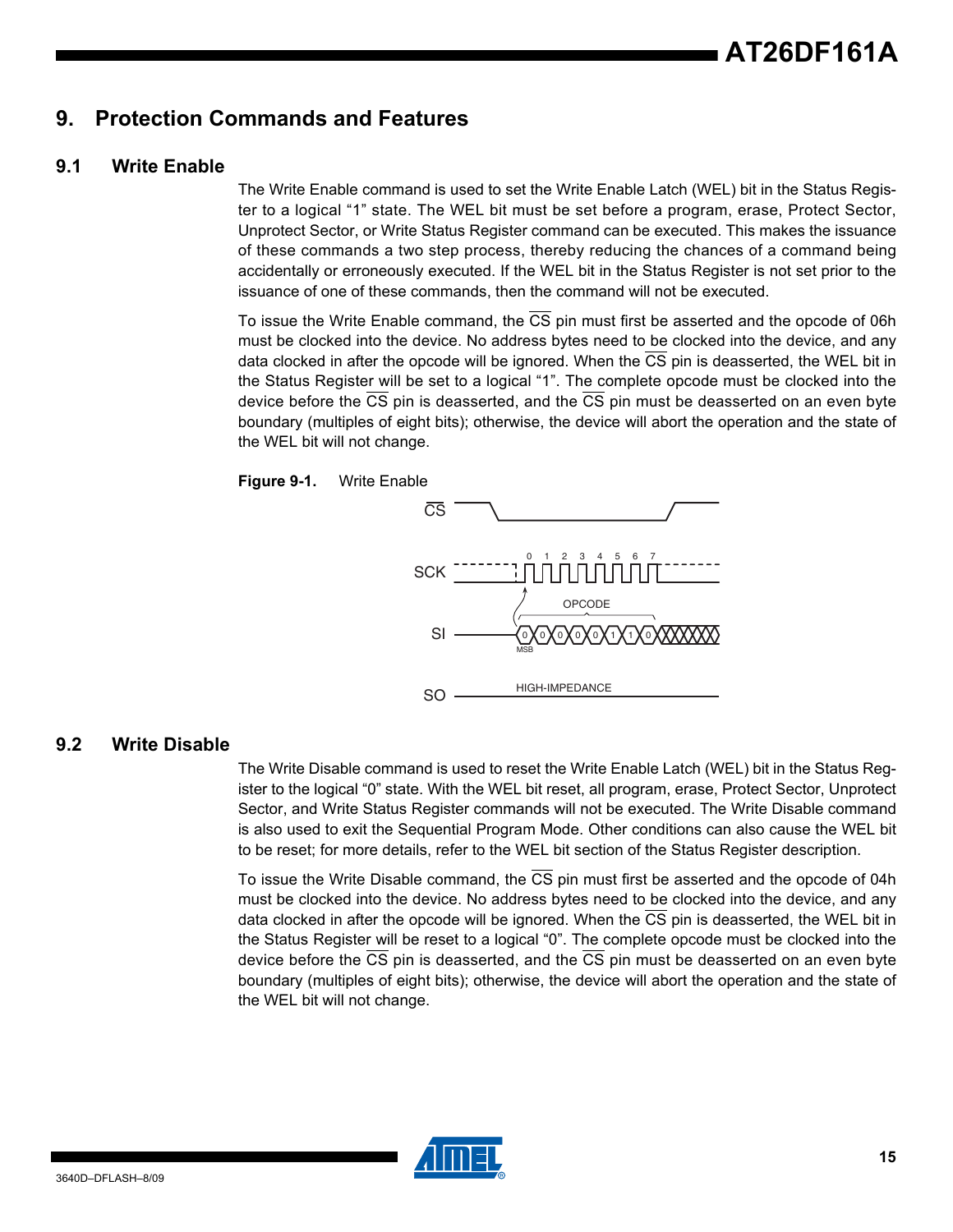# 9. Protection Commands and Features

## 9.1 Write Enable

The Write Enable command is used to set the Write Enable Latch (WEL) bit in the Status Register to a logical “1” state. The WEL bit must be set before a program, erase, Protect Sector, Unprotect Sector, or Write Status Register command can be executed. This makes the issuance of these commands a two step process, thereby reducing the chances of a command being accidentally or erroneously executed. If the WEL bit in the Status Register is not set prior to the issuance of one of these commands, then the command will not be executed.

To issue the Write Enable command, the $\overline{CS}$ pin must first be asserted and the opcode of 06h must be clocked into the device. No address bytes need to be clocked into the device, and any data clocked in after the opcode will be ignored. When the $\overline{CS}$ pin is deasserted, the WEL bit in the Status Register will be set to a logical “1”. The complete opcode must be clocked into the device before the $\overline{CS}$ pin is deasserted, and the $\overline{CS}$ pin must be deasserted on an even byte boundary (multiples of eight bits); otherwise, the device will abort the operation and the state of the WEL bit will not change.

**Figure 9-1.** Write Enable

## 9.2 Write Disable

The Write Disable command is used to reset the Write Enable Latch (WEL) bit in the Status Register to the logical “0” state. With the WEL bit reset, all program, erase, Protect Sector, Unprotect Sector, and Write Status Register commands will not be executed. The Write Disable command is also used to exit the Sequential Program Mode. Other conditions can also cause the WEL bit to be reset; for more details, refer to the WEL bit section of the Status Register description.

To issue the Write Disable command, the $\overline{CS}$ pin must first be asserted and the opcode of 04h must be clocked into the device. No address bytes need to be clocked into the device, and any data clocked in after the opcode will be ignored. When the $\overline{CS}$ pin is deasserted, the WEL bit in the Status Register will be reset to a logical “0”. The complete opcode must be clocked into the device before the $\overline{CS}$ pin is deasserted, and the $\overline{CS}$ pin must be deasserted on an even byte boundary (multiples of eight bits); otherwise, the device will abort the operation and the state of the WEL bit will not change.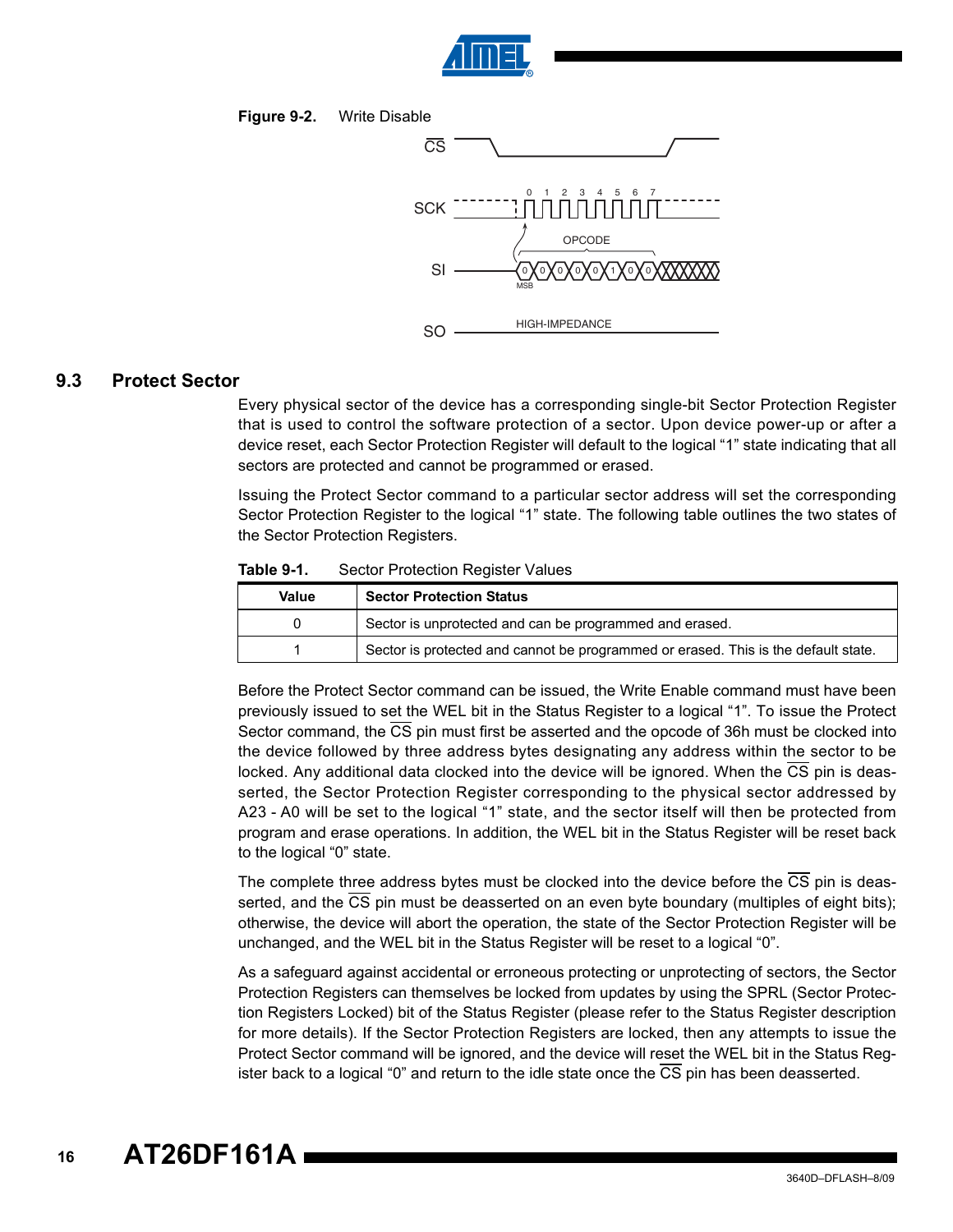**Figure 9-2.** Write Disable

## 9.3 Protect Sector

Every physical sector of the device has a corresponding single-bit Sector Protection Register that is used to control the software protection of a sector. Upon device power-up or after a device reset, each Sector Protection Register will default to the logical “1” state indicating that all sectors are protected and cannot be programmed or erased.

Issuing the Protect Sector command to a particular sector address will set the corresponding Sector Protection Register to the logical “1” state. The following table outlines the two states of the Sector Protection Registers.

**Table 9-1.** Sector Protection Register Values

| Value | Sector Protection Status |
|---|---|
| 0 | Sector is unprotected and can be programmed and erased. |
| 1 | Sector is protected and cannot be programmed or erased. This is the default state. |

Before the Protect Sector command can be issued, the Write Enable command must have been previously issued to set the WEL bit in the Status Register to a logical “1”. To issue the Protect Sector command, the $\overline{CS}$ pin must first be asserted and the opcode of 36h must be clocked into the device followed by three address bytes designating any address within the sector to be locked. Any additional data clocked into the device will be ignored. When the $\overline{CS}$ pin is deasserted, the Sector Protection Register corresponding to the physical sector addressed by A23 - A0 will be set to the logical “1” state, and the sector itself will then be protected from program and erase operations. In addition, the WEL bit in the Status Register will be reset back to the logical “0” state.

The complete three address bytes must be clocked into the device before the $\overline{CS}$ pin is deasserted, and the $\overline{CS}$ pin must be deasserted on an even byte boundary (multiples of eight bits); otherwise, the device will abort the operation, the state of the Sector Protection Register will be unchanged, and the WEL bit in the Status Register will be reset to a logical “0”.

As a safeguard against accidental or erroneous protecting or unprotecting of sectors, the Sector Protection Registers can themselves be locked from updates by using the SPRL (Sector Protection Registers Locked) bit of the Status Register (please refer to the Status Register description for more details). If the Sector Protection Registers are locked, then any attempts to issue the Protect Sector command will be ignored, and the device will reset the WEL bit in the Status Register back to a logical “0” and return to the idle state once the $\overline{CS}$ pin has been deasserted.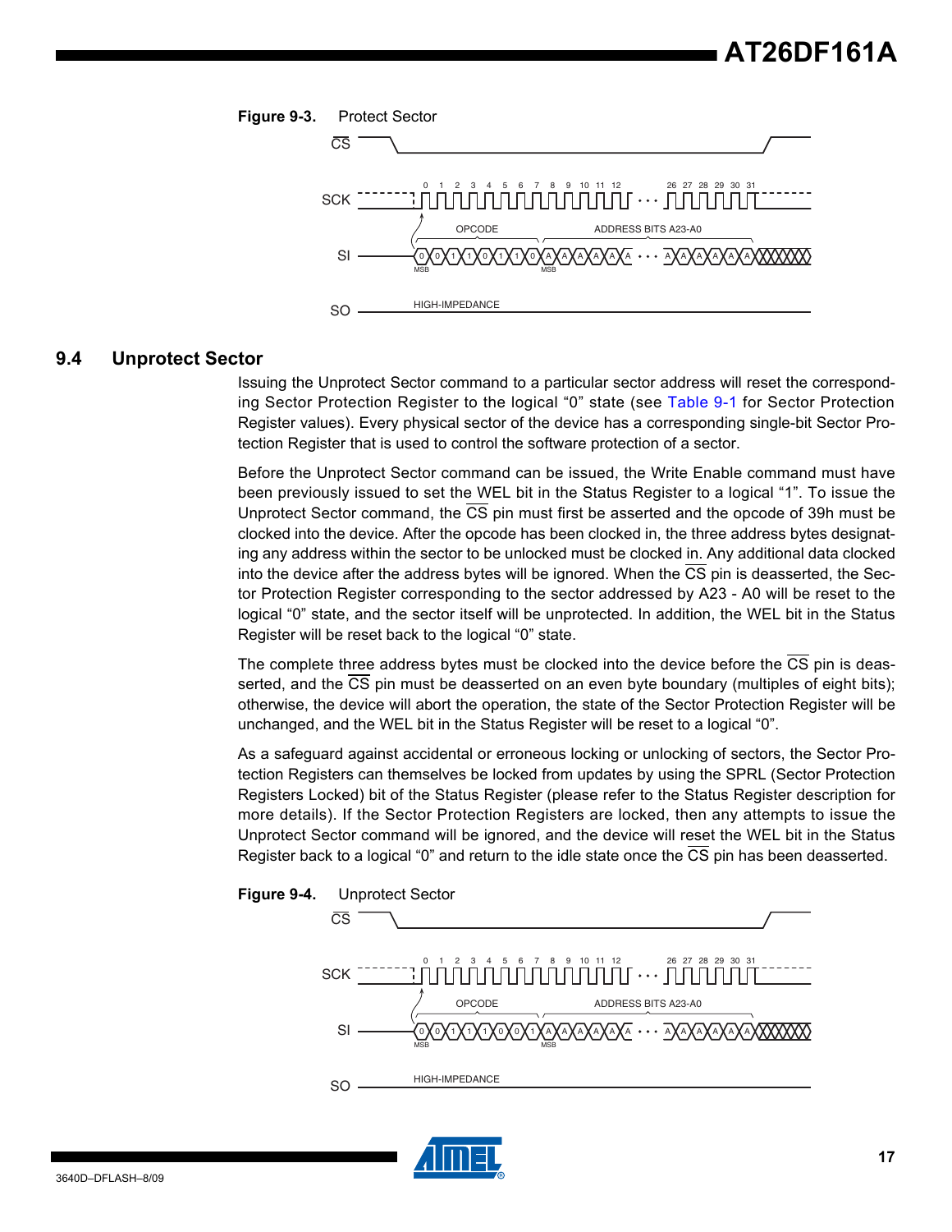**Figure 9-3.** Protect Sector

## 9.4 Unprotect Sector

Issuing the Unprotect Sector command to a particular sector address will reset the corresponding Sector Protection Register to the logical “0” state (see Table 9-1 for Sector Protection Register values). Every physical sector of the device has a corresponding single-bit Sector Protection Register that is used to control the software protection of a sector.

Before the Unprotect Sector command can be issued, the Write Enable command must have been previously issued to set the WEL bit in the Status Register to a logical “1”. To issue the Unprotect Sector command, the $\overline{CS}$ pin must first be asserted and the opcode of 39h must be clocked into the device. After the opcode has been clocked in, the three address bytes designating any address within the sector to be unlocked must be clocked in. Any additional data clocked into the device after the address bytes will be ignored. When the $\overline{CS}$ pin is deasserted, the Sector Protection Register corresponding to the sector addressed by A23 - A0 will be reset to the logical “0” state, and the sector itself will be unprotected. In addition, the WEL bit in the Status Register will be reset back to the logical “0” state.

The complete three address bytes must be clocked into the device before the $\overline{CS}$ pin is deasserted, and the $\overline{CS}$ pin must be deasserted on an even byte boundary (multiples of eight bits); otherwise, the device will abort the operation, the state of the Sector Protection Register will be unchanged, and the WEL bit in the Status Register will be reset to a logical “0”.

As a safeguard against accidental or erroneous locking or unlocking of sectors, the Sector Protection Registers can themselves be locked from updates by using the SPRL (Sector Protection Registers Locked) bit of the Status Register (please refer to the Status Register description for more details). If the Sector Protection Registers are locked, then any attempts to issue the Unprotect Sector command will be ignored, and the device will reset the WEL bit in the Status Register back to a logical “0” and return to the idle state once the $\overline{CS}$ pin has been deasserted.

**Figure 9-4.** Unprotect Sector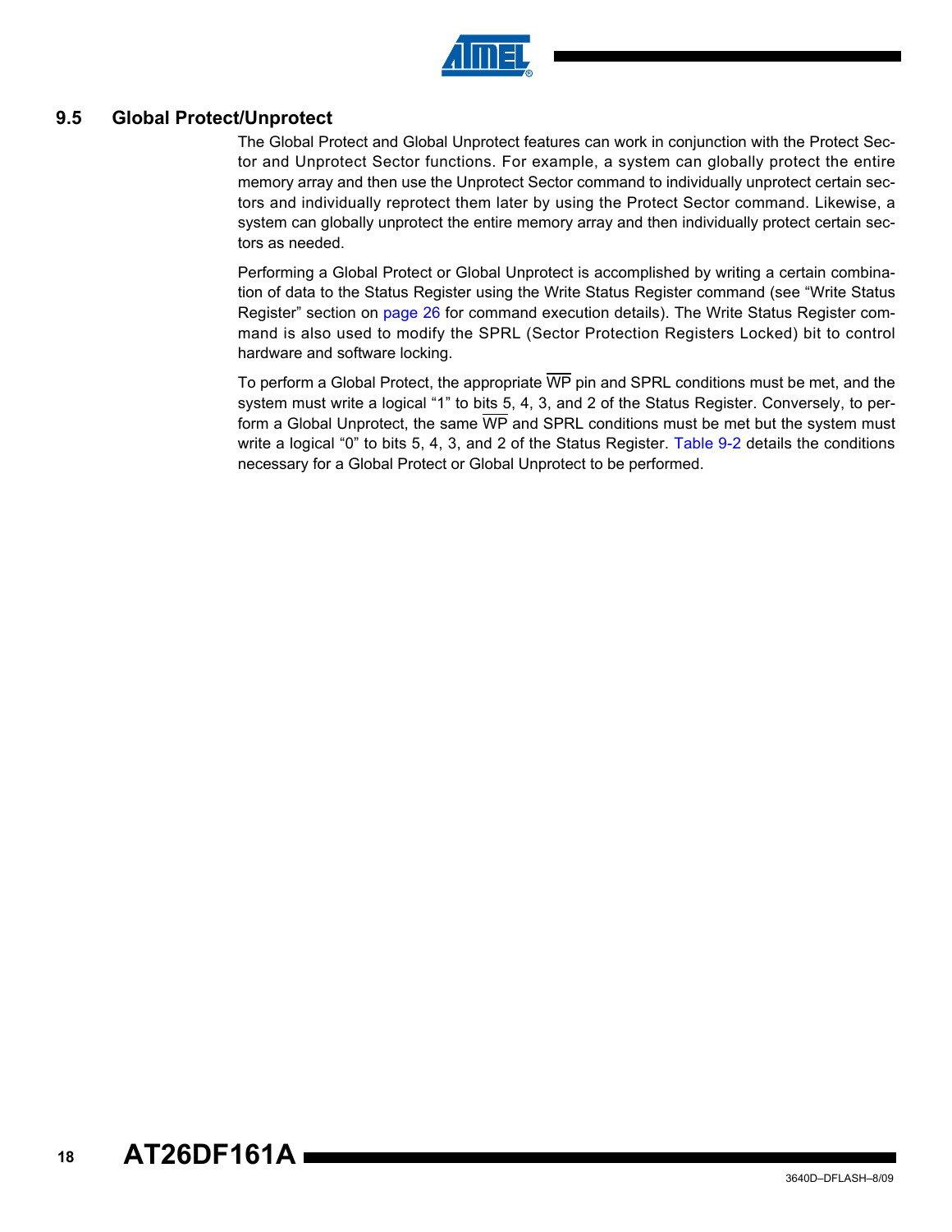## 9.5 Global Protect/Unprotect

The Global Protect and Global Unprotect features can work in conjunction with the Protect Sector and Unprotect Sector functions. For example, a system can globally protect the entire memory array and then use the Unprotect Sector command to individually unprotect certain sectors and individually reprotect them later by using the Protect Sector command. Likewise, a system can globally unprotect the entire memory array and then individually protect certain sectors as needed.

Performing a Global Protect or Global Unprotect is accomplished by writing a certain combination of data to the Status Register using the Write Status Register command (see "Write Status Register" section on page 26 for command execution details). The Write Status Register command is also used to modify the SPRL (Sector Protection Registers Locked) bit to control hardware and software locking.

To perform a Global Protect, the appropriate $\overline{\text{WP}}$ pin and SPRL conditions must be met, and the system must write a logical "1" to bits 5, 4, 3, and 2 of the Status Register. Conversely, to perform a Global Unprotect, the same $\overline{\text{WP}}$ and SPRL conditions must be met but the system must write a logical "0" to bits 5, 4, 3, and 2 of the Status Register. Table 9-2 details the conditions necessary for a Global Protect or Global Unprotect to be performed.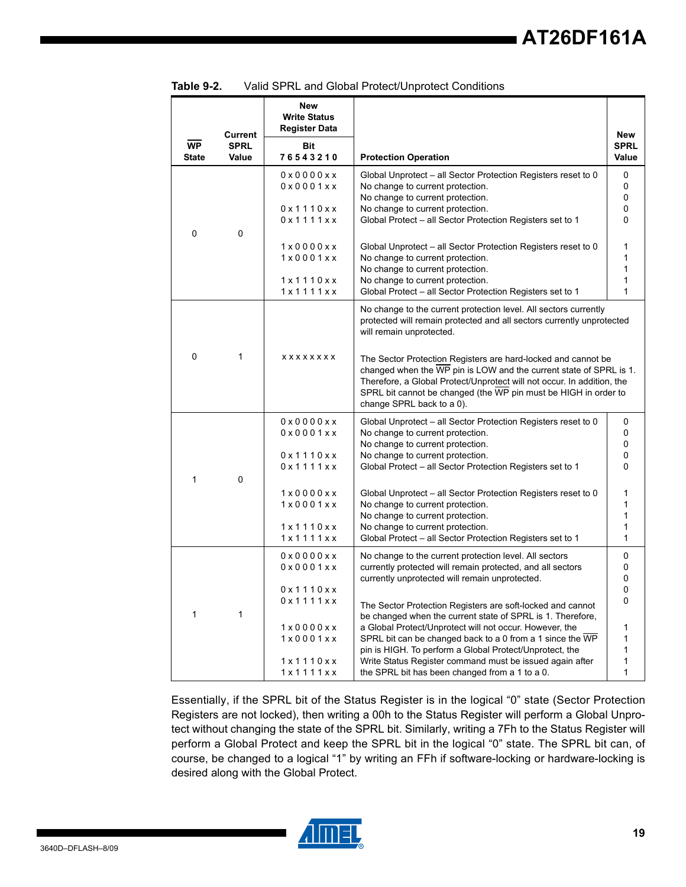**Table 9-2.** Valid SPRL and Global Protect/Unprotect Conditions

| $\overline{\text{WP}}$ State | Current SPRL Value | New Write Status Register Data<br>Bit<br>7 6 5 4 3 2 1 0 | Protection Operation | New SPRL Value |
|---|---|---|---|---|
| 0 | 0 | 0 x 0 0 0 0 x x | Global Unprotect – all Sector Protection Registers reset to 0 | 0 |
| | | 0 x 0 0 0 1 x x | No change to current protection. | 0 |
| | | | No change to current protection. | 0 |
| | | 0 x 1 1 1 0 x x | No change to current protection. | 0 |
| | | 0 x 1 1 1 1 x x | Global Protect – all Sector Protection Registers set to 1 | 0 |
| | | 1 x 0 0 0 0 x x | Global Unprotect – all Sector Protection Registers reset to 0 | 1 |
| | | 1 x 0 0 0 1 x x | No change to current protection. | 1 |
| | | | No change to current protection. | 1 |
| | | 1 x 1 1 1 0 x x | No change to current protection. | 1 |
| | | 1 x 1 1 1 1 x x | Global Protect – all Sector Protection Registers set to 1 | 1 |
| 0 | 1 | x x x x x x x x | No change to the current protection level. All sectors currently protected will remain protected and all sectors currently unprotected will remain unprotected.<br><br>The Sector Protection Registers are hard-locked and cannot be changed when the $\overline{\text{WP}}$ pin is LOW and the current state of SPRL is 1. Therefore, a Global Protect/Unprotect will not occur. In addition, the SPRL bit cannot be changed (the $\overline{\text{WP}}$ pin must be HIGH in order to change SPRL back to a 0). | |
| 1 | 0 | 0 x 0 0 0 0 x x | Global Unprotect – all Sector Protection Registers reset to 0 | 0 |
| | | 0 x 0 0 0 1 x x | No change to current protection. | 0 |
| | | | No change to current protection. | 0 |
| | | 0 x 1 1 1 0 x x | No change to current protection. | 0 |
| | | 0 x 1 1 1 1 x x | Global Protect – all Sector Protection Registers set to 1 | 0 |
| | | 1 x 0 0 0 0 x x | Global Unprotect – all Sector Protection Registers reset to 0 | 1 |
| | | 1 x 0 0 0 1 x x | No change to current protection. | 1 |
| | | | No change to current protection. | 1 |
| | | 1 x 1 1 1 0 x x | No change to current protection. | 1 |
| | | 1 x 1 1 1 1 x x | Global Protect – all Sector Protection Registers set to 1 | 1 |
| 1 | 1 | 0 x 0 0 0 0 x x<br>0 x 0 0 0 1 x x<br><br>0 x 1 1 1 0 x x<br>0 x 1 1 1 1 x x<br><br>1 x 0 0 0 0 x x<br>1 x 0 0 0 1 x x<br><br>1 x 1 1 1 0 x x<br>1 x 1 1 1 1 x x | No change to the current protection level. All sectors currently protected will remain protected, and all sectors currently unprotected will remain unprotected.<br><br>The Sector Protection Registers are soft-locked and cannot be changed when the current state of SPRL is 1. Therefore, a Global Protect/Unprotect will not occur. However, the SPRL bit can be changed back to a 0 from a 1 since the $\overline{\text{WP}}$ pin is HIGH. To perform a Global Protect/Unprotect, the Write Status Register command must be issued again after the SPRL bit has been changed from a 1 to a 0. | 0<br>0<br>0<br>0<br>0<br><br>1<br>1<br>1<br>1<br>1 |

Essentially, if the SPRL bit of the Status Register is in the logical "0" state (Sector Protection Registers are not locked), then writing a 00h to the Status Register will perform a Global Unprotect without changing the state of the SPRL bit. Similarly, writing a 7Fh to the Status Register will perform a Global Protect and keep the SPRL bit in the logical "0" state. The SPRL bit can, of course, be changed to a logical "1" by writing an FFh if software-locking or hardware-locking is desired along with the Global Protect.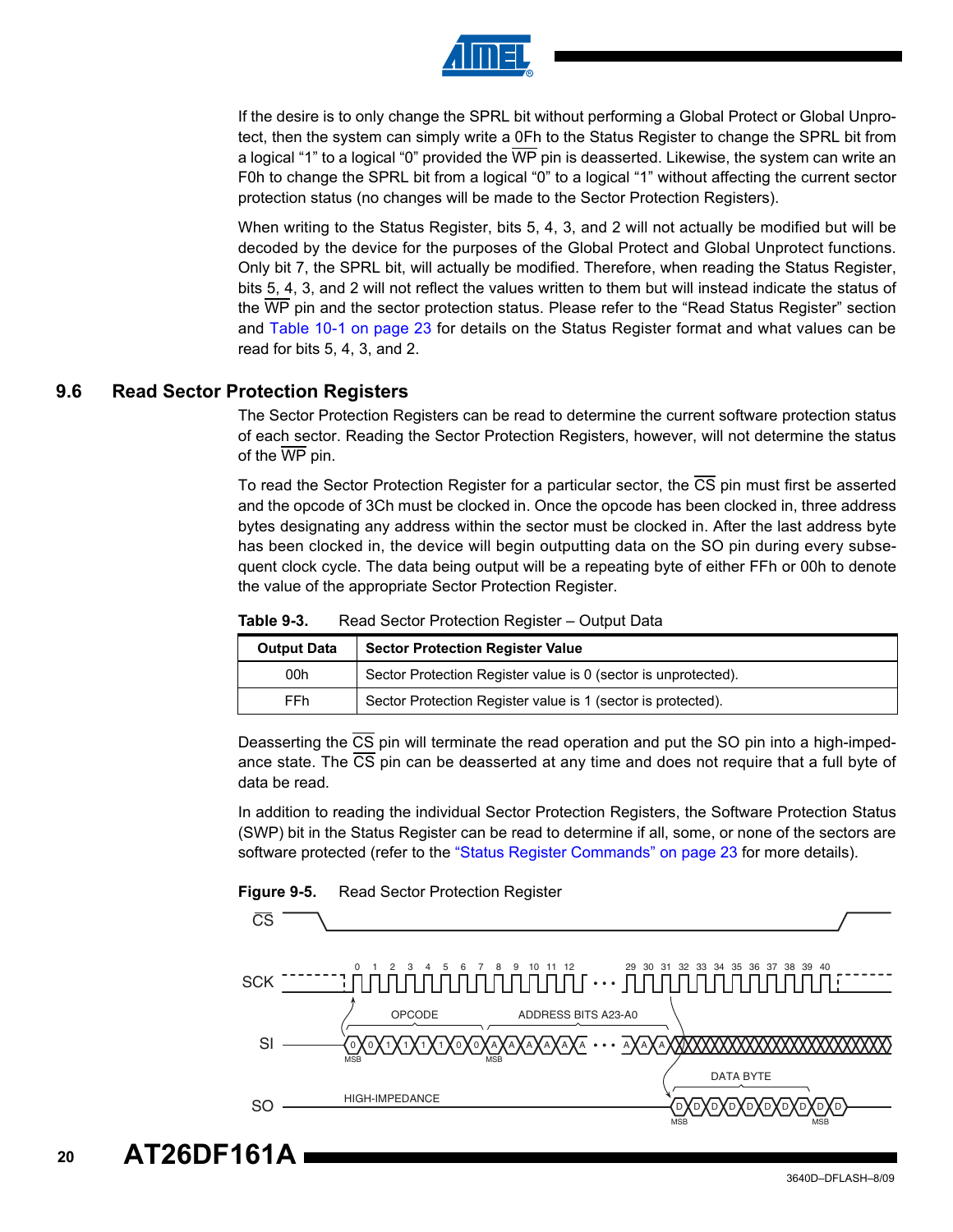If the desire is to only change the SPRL bit without performing a Global Protect or Global Unprotect, then the system can simply write a 0Fh to the Status Register to change the SPRL bit from a logical "1" to a logical "0" provided the WP pin is deasserted. Likewise, the system can write an F0h to change the SPRL bit from a logical "0" to a logical "1" without affecting the current sector protection status (no changes will be made to the Sector Protection Registers).

When writing to the Status Register, bits 5, 4, 3, and 2 will not actually be modified but will be decoded by the device for the purposes of the Global Protect and Global Unprotect functions. Only bit 7, the SPRL bit, will actually be modified. Therefore, when reading the Status Register, bits 5, 4, 3, and 2 will not reflect the values written to them but will instead indicate the status of the WP pin and the sector protection status. Please refer to the "Read Status Register" section and Table 10-1 on page 23 for details on the Status Register format and what values can be read for bits 5, 4, 3, and 2.

## 9.6 Read Sector Protection Registers

The Sector Protection Registers can be read to determine the current software protection status of each sector. Reading the Sector Protection Registers, however, will not determine the status of the WP pin.

To read the Sector Protection Register for a particular sector, the CS pin must first be asserted and the opcode of 3Ch must be clocked in. Once the opcode has been clocked in, three address bytes designating any address within the sector must be clocked in. After the last address byte has been clocked in, the device will begin outputting data on the SO pin during every subsequent clock cycle. The data being output will be a repeating byte of either FFh or 00h to denote the value of the appropriate Sector Protection Register.

**Table 9-3.** Read Sector Protection Register – Output Data

| Output Data | Sector Protection Register Value |
|---|---|
| 00h | Sector Protection Register value is 0 (sector is unprotected). |
| FFh | Sector Protection Register value is 1 (sector is protected). |

Deasserting the CS pin will terminate the read operation and put the SO pin into a high-impedance state. The CS pin can be deasserted at any time and does not require that a full byte of data be read.

In addition to reading the individual Sector Protection Registers, the Software Protection Status (SWP) bit in the Status Register can be read to determine if all, some, or none of the sectors are software protected (refer to the "Status Register Commands" on page 23 for more details).

**Figure 9-5.** Read Sector Protection Register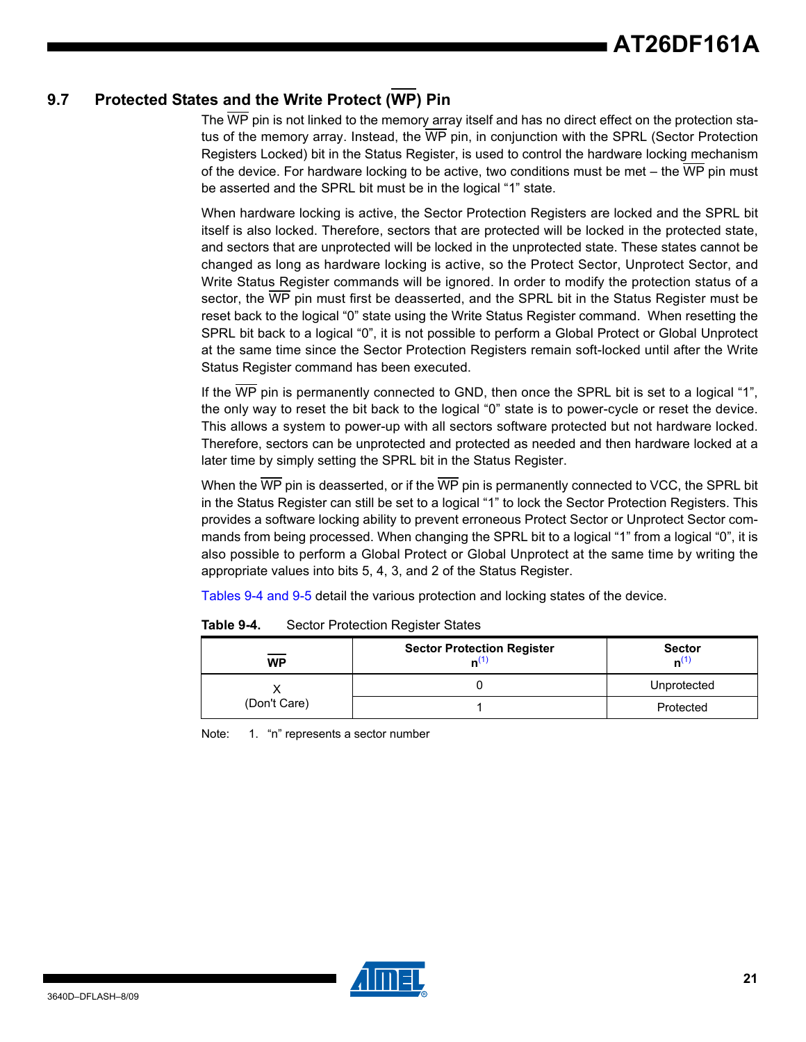## 9.7 Protected States and the Write Protect (WP) Pin

The WP pin is not linked to the memory array itself and has no direct effect on the protection status of the memory array. Instead, the WP pin, in conjunction with the SPRL (Sector Protection Registers Locked) bit in the Status Register, is used to control the hardware locking mechanism of the device. For hardware locking to be active, two conditions must be met – the WP pin must be asserted and the SPRL bit must be in the logical "1" state.

When hardware locking is active, the Sector Protection Registers are locked and the SPRL bit itself is also locked. Therefore, sectors that are protected will be locked in the protected state, and sectors that are unprotected will be locked in the unprotected state. These states cannot be changed as long as hardware locking is active, so the Protect Sector, Unprotect Sector, and Write Status Register commands will be ignored. In order to modify the protection status of a sector, the WP pin must first be deasserted, and the SPRL bit in the Status Register must be reset back to the logical "0" state using the Write Status Register command. When resetting the SPRL bit back to a logical "0", it is not possible to perform a Global Protect or Global Unprotect at the same time since the Sector Protection Registers remain soft-locked until after the Write Status Register command has been executed.

If the WP pin is permanently connected to GND, then once the SPRL bit is set to a logical "1", the only way to reset the bit back to the logical "0" state is to power-cycle or reset the device. This allows a system to power-up with all sectors software protected but not hardware locked. Therefore, sectors can be unprotected and protected as needed and then hardware locked at a later time by simply setting the SPRL bit in the Status Register.

When the WP pin is deasserted, or if the WP pin is permanently connected to VCC, the SPRL bit in the Status Register can still be set to a logical "1" to lock the Sector Protection Registers. This provides a software locking ability to prevent erroneous Protect Sector or Unprotect Sector commands from being processed. When changing the SPRL bit to a logical "1" from a logical "0", it is also possible to perform a Global Protect or Global Unprotect at the same time by writing the appropriate values into bits 5, 4, 3, and 2 of the Status Register.

Tables 9-4 and 9-5 detail the various protection and locking states of the device.

**Table 9-4.** Sector Protection Register States

| WP | Sector Protection Register n[1] | Sector n[1] |
|---|---|---|
| X (Don't Care) | 0 | Unprotected |
| | 1 | Protected |

Note: 1. "n" represents a sector number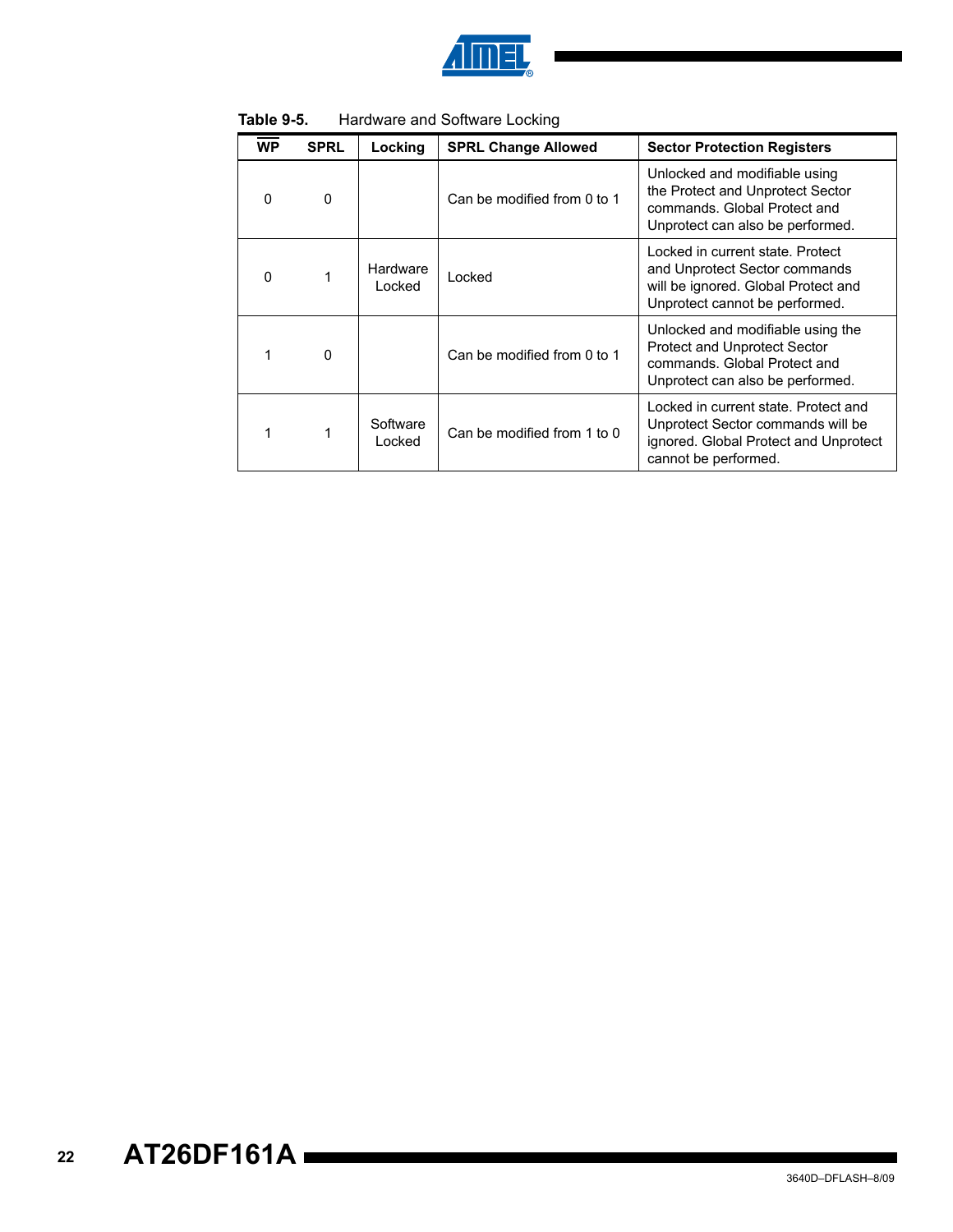**Table 9-5.** Hardware and Software Locking

| $\overline{WP}$ | SPRL | Locking | SPRL Change Allowed | Sector Protection Registers |
|---|---|---|---|---|
| 0 | 0 | | Can be modified from 0 to 1 | Unlocked and modifiable using the Protect and Unprotect Sector commands. Global Protect and Unprotect can also be performed. |
| 0 | 1 | Hardware Locked | Locked | Locked in current state. Protect and Unprotect Sector commands will be ignored. Global Protect and Unprotect cannot be performed. |
| 1 | 0 | | Can be modified from 0 to 1 | Unlocked and modifiable using the Protect and Unprotect Sector commands. Global Protect and Unprotect can also be performed. |
| 1 | 1 | Software Locked | Can be modified from 1 to 0 | Locked in current state. Protect and Unprotect Sector commands will be ignored. Global Protect and Unprotect cannot be performed. |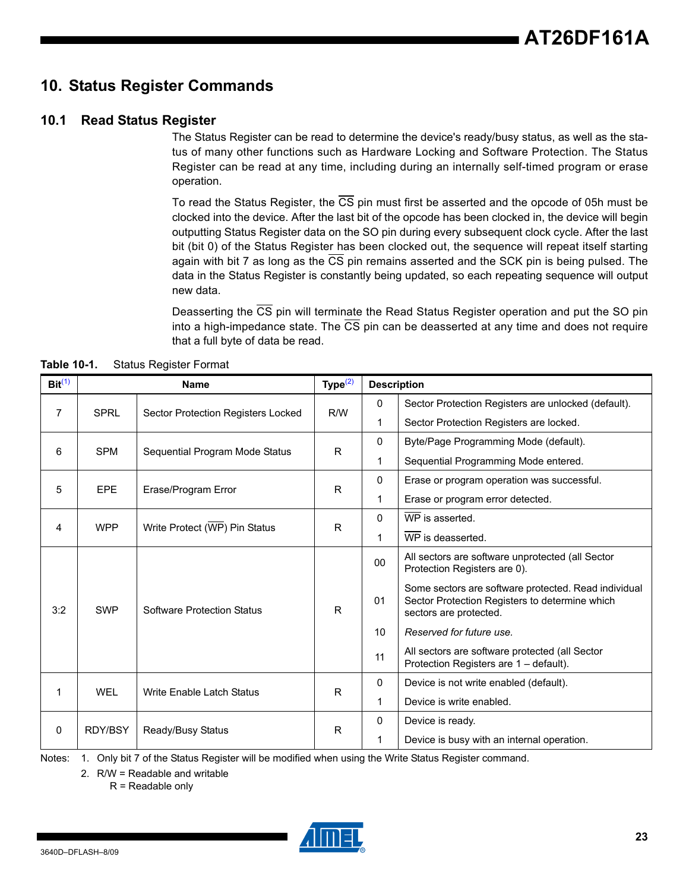# 10. Status Register Commands

## 10.1 Read Status Register

The Status Register can be read to determine the device's ready/busy status, as well as the status of many other functions such as Hardware Locking and Software Protection. The Status Register can be read at any time, including during an internally self-timed program or erase operation.

To read the Status Register, the $\overline{CS}$ pin must first be asserted and the opcode of 05h must be clocked into the device. After the last bit of the opcode has been clocked in, the device will begin outputting Status Register data on the SO pin during every subsequent clock cycle. After the last bit (bit 0) of the Status Register has been clocked out, the sequence will repeat itself starting again with bit 7 as long as the $\overline{CS}$ pin remains asserted and the SCK pin is being pulsed. The data in the Status Register is constantly being updated, so each repeating sequence will output new data.

Deasserting the $\overline{CS}$ pin will terminate the Read Status Register operation and put the SO pin into a high-impedance state. The $\overline{CS}$ pin can be deasserted at any time and does not require that a full byte of data be read.

**Table 10-1.** Status Register Format

| Bit[1] | Name | | Type[2] | Description | |
|---|---|---|---|---|---|
| 7 | SPRL | Sector Protection Registers Locked | R/W | 0 | Sector Protection Registers are unlocked (default). |
| | | | | 1 | Sector Protection Registers are locked. |
| 6 | SPM | Sequential Program Mode Status | R | 0 | Byte/Page Programming Mode (default). |
| | | | | 1 | Sequential Programming Mode entered. |
| 5 | EPE | Erase/Program Error | R | 0 | Erase or program operation was successful. |
| | | | | 1 | Erase or program error detected. |
| 4 | WPP | Write Protect ($\overline{WP}$) Pin Status | R | 0 | $\overline{WP}$ is asserted. |
| | | | | 1 | $\overline{WP}$ is deasserted. |
| 3:2 | SWP | Software Protection Status | R | 00 | All sectors are software unprotected (all Sector Protection Registers are 0). |
| | | | | 01 | Some sectors are software protected. Read individual Sector Protection Registers to determine which sectors are protected. |
| | | | | 10 | *Reserved for future use.* |
| | | | | 11 | All sectors are software protected (all Sector Protection Registers are 1 – default). |
| 1 | WEL | Write Enable Latch Status | R | 0 | Device is not write enabled (default). |
| | | | | 1 | Device is write enabled. |
| 0 | RDY/BSY | Ready/Busy Status | R | 0 | Device is ready. |
| | | | | 1 | Device is busy with an internal operation. |

Notes: 1. Only bit 7 of the Status Register will be modified when using the Write Status Register command.

2. R/W = Readable and writable
   R = Readable only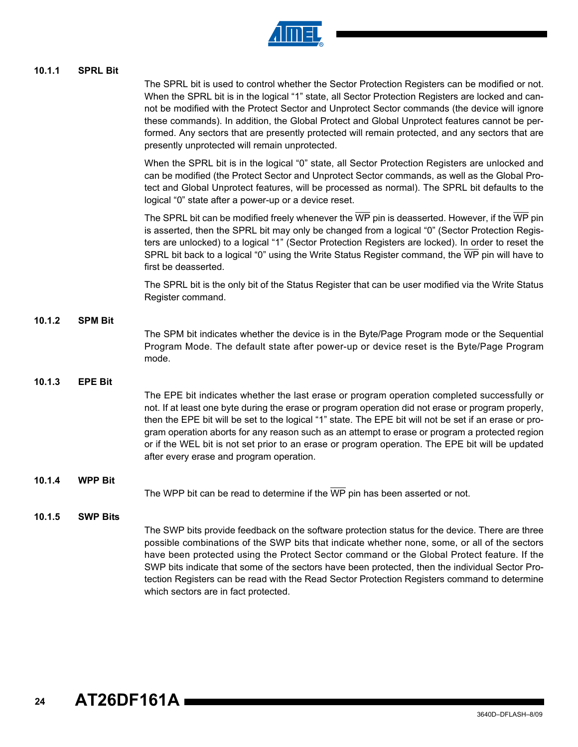#### 10.1.1 SPRL Bit

The SPRL bit is used to control whether the Sector Protection Registers can be modified or not. When the SPRL bit is in the logical “1” state, all Sector Protection Registers are locked and cannot be modified with the Protect Sector and Unprotect Sector commands (the device will ignore these commands). In addition, the Global Protect and Global Unprotect features cannot be performed. Any sectors that are presently protected will remain protected, and any sectors that are presently unprotected will remain unprotected.

When the SPRL bit is in the logical “0” state, all Sector Protection Registers are unlocked and can be modified (the Protect Sector and Unprotect Sector commands, as well as the Global Protect and Global Unprotect features, will be processed as normal). The SPRL bit defaults to the logical “0” state after a power-up or a device reset.

The SPRL bit can be modified freely whenever the $\overline{\text{WP}}$ pin is deasserted. However, if the $\overline{\text{WP}}$ pin is asserted, then the SPRL bit may only be changed from a logical “0” (Sector Protection Registers are unlocked) to a logical “1” (Sector Protection Registers are locked). In order to reset the SPRL bit back to a logical “0” using the Write Status Register command, the $\overline{\text{WP}}$ pin will have to first be deasserted.

The SPRL bit is the only bit of the Status Register that can be user modified via the Write Status Register command.

#### 10.1.2 SPM Bit

The SPM bit indicates whether the device is in the Byte/Page Program mode or the Sequential Program Mode. The default state after power-up or device reset is the Byte/Page Program mode.

#### 10.1.3 EPE Bit

The EPE bit indicates whether the last erase or program operation completed successfully or not. If at least one byte during the erase or program operation did not erase or program properly, then the EPE bit will be set to the logical “1” state. The EPE bit will not be set if an erase or program operation aborts for any reason such as an attempt to erase or program a protected region or if the WEL bit is not set prior to an erase or program operation. The EPE bit will be updated after every erase and program operation.

#### 10.1.4 WPP Bit

The WPP bit can be read to determine if the $\overline{\text{WP}}$ pin has been asserted or not.

#### 10.1.5 SWP Bits

The SWP bits provide feedback on the software protection status for the device. There are three possible combinations of the SWP bits that indicate whether none, some, or all of the sectors have been protected using the Protect Sector command or the Global Protect feature. If the SWP bits indicate that some of the sectors have been protected, then the individual Sector Protection Registers can be read with the Read Sector Protection Registers command to determine which sectors are in fact protected.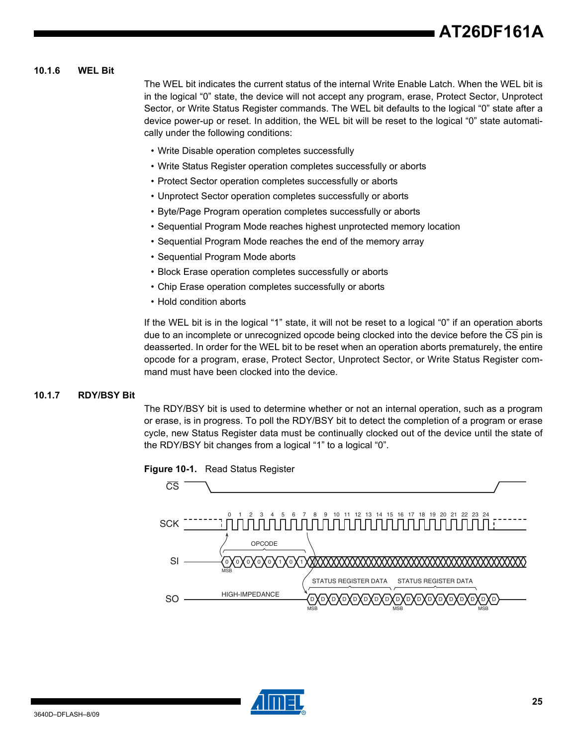### 10.1.6 WEL Bit

The WEL bit indicates the current status of the internal Write Enable Latch. When the WEL bit is in the logical "0" state, the device will not accept any program, erase, Protect Sector, Unprotect Sector, or Write Status Register commands. The WEL bit defaults to the logical "0" state after a device power-up or reset. In addition, the WEL bit will be reset to the logical "0" state automatically under the following conditions:

- Write Disable operation completes successfully
- Write Status Register operation completes successfully or aborts
- Protect Sector operation completes successfully or aborts
- Unprotect Sector operation completes successfully or aborts
- Byte/Page Program operation completes successfully or aborts
- Sequential Program Mode reaches highest unprotected memory location
- Sequential Program Mode reaches the end of the memory array
- Sequential Program Mode aborts
- Block Erase operation completes successfully or aborts
- Chip Erase operation completes successfully or aborts
- Hold condition aborts

If the WEL bit is in the logical "1" state, it will not be reset to a logical "0" if an operation aborts due to an incomplete or unrecognized opcode being clocked into the device before the $\overline{CS}$ pin is deasserted. In order for the WEL bit to be reset when an operation aborts prematurely, the entire opcode for a program, erase, Protect Sector, Unprotect Sector, or Write Status Register command must have been clocked into the device.

### 10.1.7 RDY/BSY Bit

The RDY/BSY bit is used to determine whether or not an internal operation, such as a program or erase, is in progress. To poll the RDY/BSY bit to detect the completion of a program or erase cycle, new Status Register data must be continually clocked out of the device until the state of the RDY/BSY bit changes from a logical "1" to a logical "0".

**Figure 10-1.** Read Status Register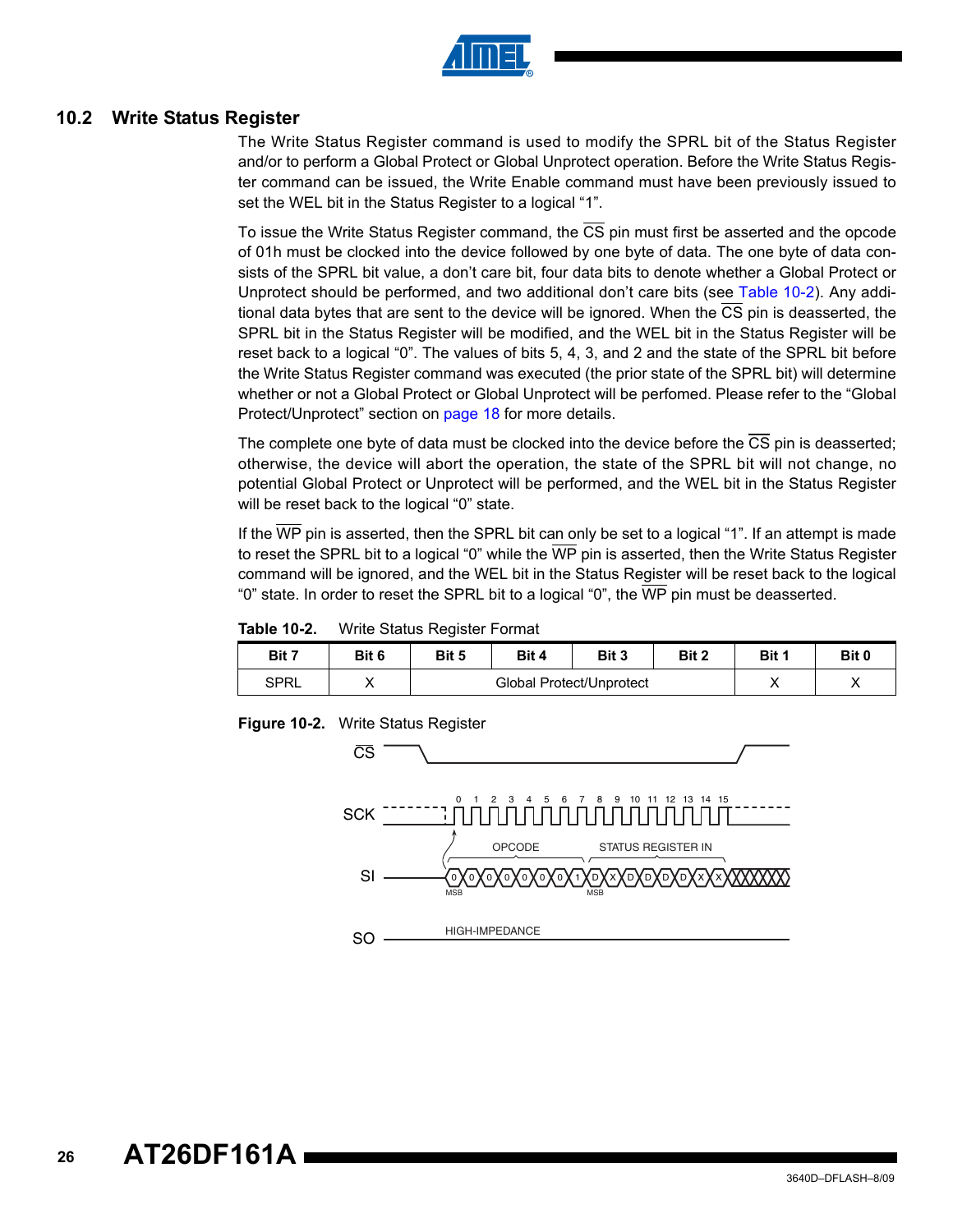## 10.2 Write Status Register

The Write Status Register command is used to modify the SPRL bit of the Status Register and/or to perform a Global Protect or Global Unprotect operation. Before the Write Status Register command can be issued, the Write Enable command must have been previously issued to set the WEL bit in the Status Register to a logical "1".

To issue the Write Status Register command, the CS pin must first be asserted and the opcode of 01h must be clocked into the device followed by one byte of data. The one byte of data consists of the SPRL bit value, a don't care bit, four data bits to denote whether a Global Protect or Unprotect should be performed, and two additional don't care bits (see Table 10-2). Any additional data bytes that are sent to the device will be ignored. When the CS pin is deasserted, the SPRL bit in the Status Register will be modified, and the WEL bit in the Status Register will be reset back to a logical "0". The values of bits 5, 4, 3, and 2 and the state of the SPRL bit before the Write Status Register command was executed (the prior state of the SPRL bit) will determine whether or not a Global Protect or Global Unprotect will be perfomed. Please refer to the "Global Protect/Unprotect" section on page 18 for more details.

The complete one byte of data must be clocked into the device before the CS pin is deasserted; otherwise, the device will abort the operation, the state of the SPRL bit will not change, no potential Global Protect or Unprotect will be performed, and the WEL bit in the Status Register will be reset back to the logical "0" state.

If the WP pin is asserted, then the SPRL bit can only be set to a logical "1". If an attempt is made to reset the SPRL bit to a logical "0" while the WP pin is asserted, then the Write Status Register command will be ignored, and the WEL bit in the Status Register will be reset back to the logical "0" state. In order to reset the SPRL bit to a logical "0", the WP pin must be deasserted.

**Table 10-2.** Write Status Register Format

| Bit 7 | Bit 6 | Bit 5 | Bit 4 | Bit 3 | Bit 2 | Bit 1 | Bit 0 |
|---|---|---|---|---|---|---|---|
| SPRL | X | Global Protect/Unprotect | | | | X | X |

**Figure 10-2.** Write Status Register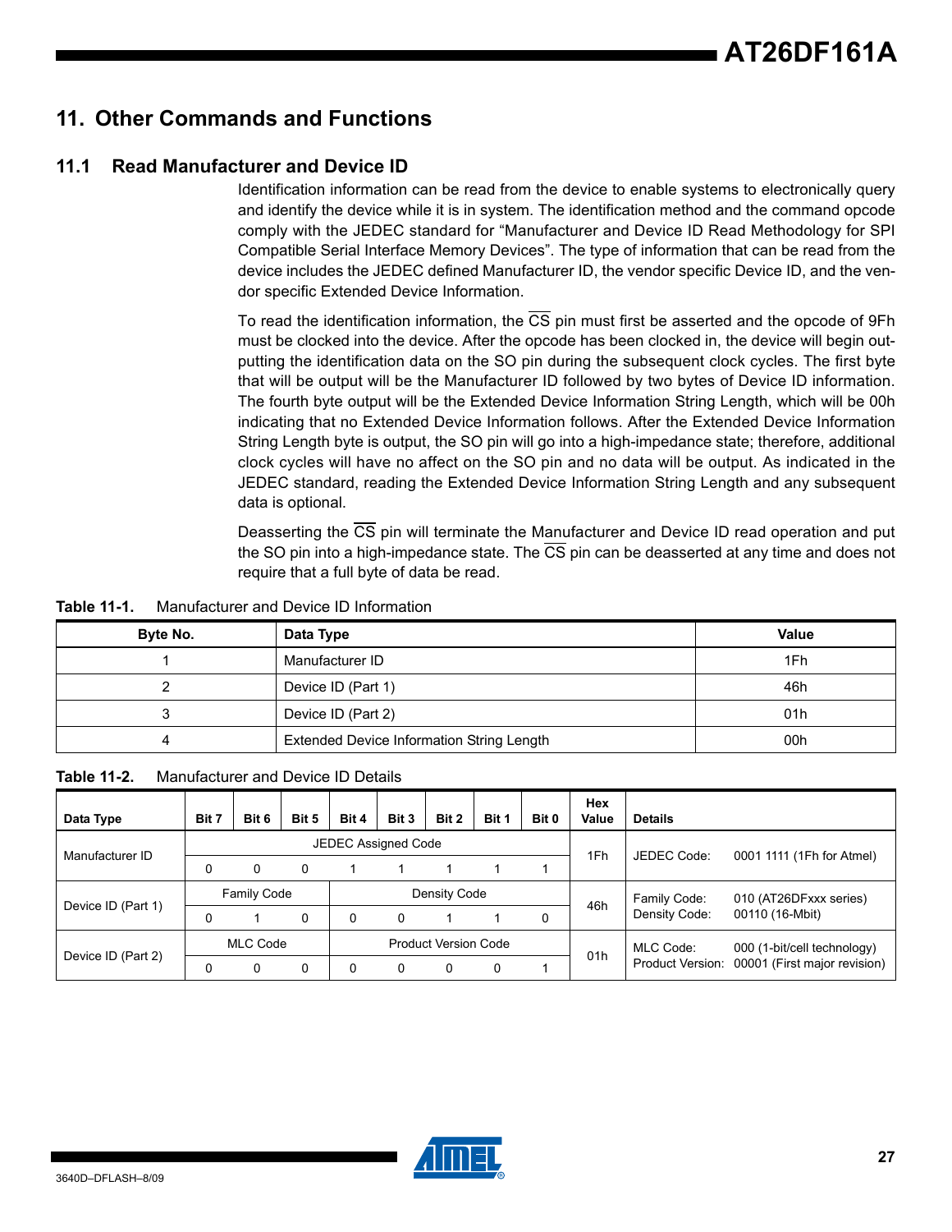# 11. Other Commands and Functions

## 11.1 Read Manufacturer and Device ID

Identification information can be read from the device to enable systems to electronically query and identify the device while it is in system. The identification method and the command opcode comply with the JEDEC standard for "Manufacturer and Device ID Read Methodology for SPI Compatible Serial Interface Memory Devices". The type of information that can be read from the device includes the JEDEC defined Manufacturer ID, the vendor specific Device ID, and the vendor specific Extended Device Information.

To read the identification information, the $\overline{CS}$ pin must first be asserted and the opcode of 9Fh must be clocked into the device. After the opcode has been clocked in, the device will begin outputting the identification data on the SO pin during the subsequent clock cycles. The first byte that will be output will be the Manufacturer ID followed by two bytes of Device ID information. The fourth byte output will be the Extended Device Information String Length, which will be 00h indicating that no Extended Device Information follows. After the Extended Device Information String Length byte is output, the SO pin will go into a high-impedance state; therefore, additional clock cycles will have no affect on the SO pin and no data will be output. As indicated in the JEDEC standard, reading the Extended Device Information String Length and any subsequent data is optional.

Deasserting the $\overline{CS}$ pin will terminate the Manufacturer and Device ID read operation and put the SO pin into a high-impedance state. The $\overline{CS}$ pin can be deasserted at any time and does not require that a full byte of data be read.

**Table 11-1.** Manufacturer and Device ID Information

| Byte No. | Data Type | Value |
|---|---|---|
| 1 | Manufacturer ID | 1Fh |
| 2 | Device ID (Part 1) | 46h |
| 3 | Device ID (Part 2) | 01h |
| 4 | Extended Device Information String Length | 00h |

**Table 11-2.** Manufacturer and Device ID Details

| Data Type | Bit 7 | Bit 6 | Bit 5 | Bit 4 | Bit 3 | Bit 2 | Bit 1 | Bit 0 | Hex Value | Details |
|---|---|---|---|---|---|---|---|---|---|---|
| Manufacturer ID | JEDEC Assigned Code | | | | | | | | 1Fh | JEDEC Code: 0001 1111 (1Fh for Atmel) |
| | 0 | 0 | 0 | 1 | 1 | 1 | 1 | 1 | | |
| Device ID (Part 1) | Family Code | | | Density Code | | | | | 46h | Family Code: 010 (AT26DFxxx series)<br>Density Code: 00110 (16-Mbit) |
| | 0 | 1 | 0 | 0 | 0 | 1 | 1 | 0 | | |
| Device ID (Part 2) | MLC Code | | | Product Version Code | | | | | 01h | MLC Code: 000 (1-bit/cell technology)<br>Product Version: 00001 (First major revision) |
| | 0 | 0 | 0 | 0 | 0 | 0 | 0 | 1 | | |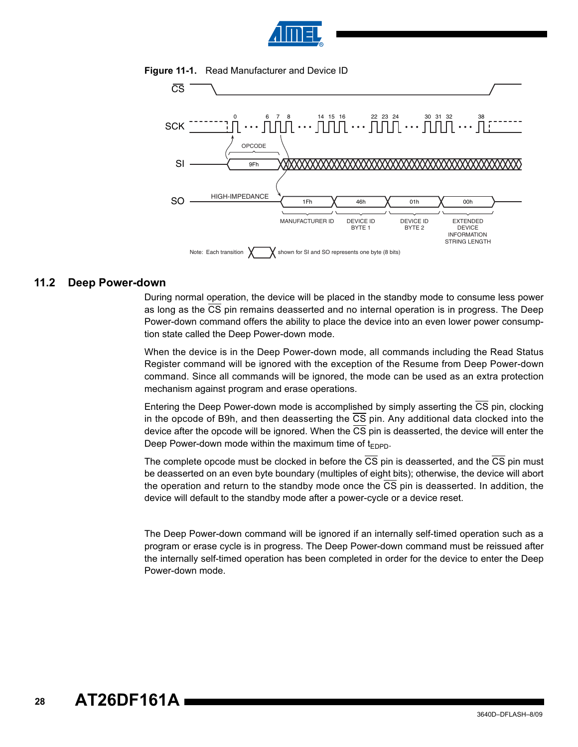**Figure 11-1.** Read Manufacturer and Device ID

## 11.2 Deep Power-down

During normal operation, the device will be placed in the standby mode to consume less power as long as the $\overline{CS}$ pin remains deasserted and no internal operation is in progress. The Deep Power-down command offers the ability to place the device into an even lower power consumption state called the Deep Power-down mode.

When the device is in the Deep Power-down mode, all commands including the Read Status Register command will be ignored with the exception of the Resume from Deep Power-down command. Since all commands will be ignored, the mode can be used as an extra protection mechanism against program and erase operations.

Entering the Deep Power-down mode is accomplished by simply asserting the $\overline{CS}$ pin, clocking in the opcode of B9h, and then deasserting the $\overline{CS}$ pin. Any additional data clocked into the device after the opcode will be ignored. When the $\overline{CS}$ pin is deasserted, the device will enter the Deep Power-down mode within the maximum time of $t_{EDPD}$.

The complete opcode must be clocked in before the $\overline{CS}$ pin is deasserted, and the $\overline{CS}$ pin must be deasserted on an even byte boundary (multiples of eight bits); otherwise, the device will abort the operation and return to the standby mode once the $\overline{CS}$ pin is deasserted. In addition, the device will default to the standby mode after a power-cycle or a device reset.

The Deep Power-down command will be ignored if an internally self-timed operation such as a program or erase cycle is in progress. The Deep Power-down command must be reissued after the internally self-timed operation has been completed in order for the device to enter the Deep Power-down mode.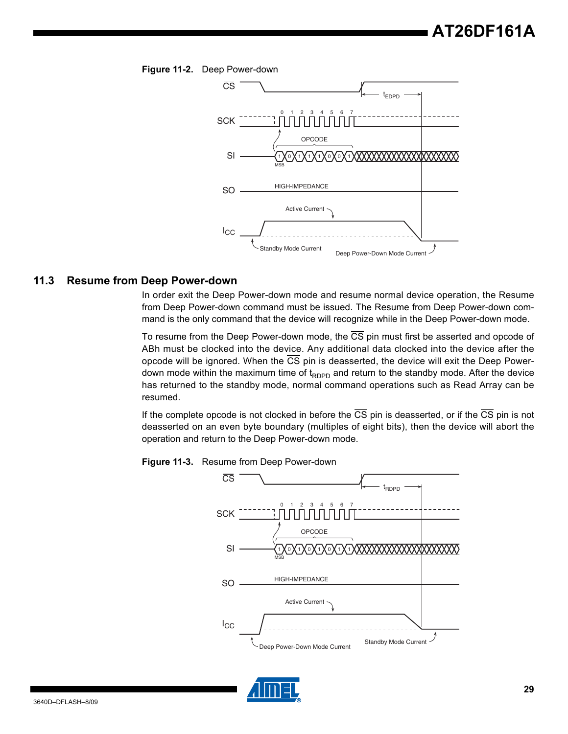**Figure 11-2.** Deep Power-down

## 11.3 Resume from Deep Power-down

In order exit the Deep Power-down mode and resume normal device operation, the Resume from Deep Power-down command must be issued. The Resume from Deep Power-down command is the only command that the device will recognize while in the Deep Power-down mode.

To resume from the Deep Power-down mode, the $\overline{CS}$ pin must first be asserted and opcode of ABh must be clocked into the device. Any additional data clocked into the device after the opcode will be ignored. When the $\overline{CS}$ pin is deasserted, the device will exit the Deep Power-down mode within the maximum time of $t_{RDPD}$ and return to the standby mode. After the device has returned to the standby mode, normal command operations such as Read Array can be resumed.

If the complete opcode is not clocked in before the $\overline{CS}$ pin is deasserted, or if the $\overline{CS}$ pin is not deasserted on an even byte boundary (multiples of eight bits), then the device will abort the operation and return to the Deep Power-down mode.

**Figure 11-3.** Resume from Deep Power-down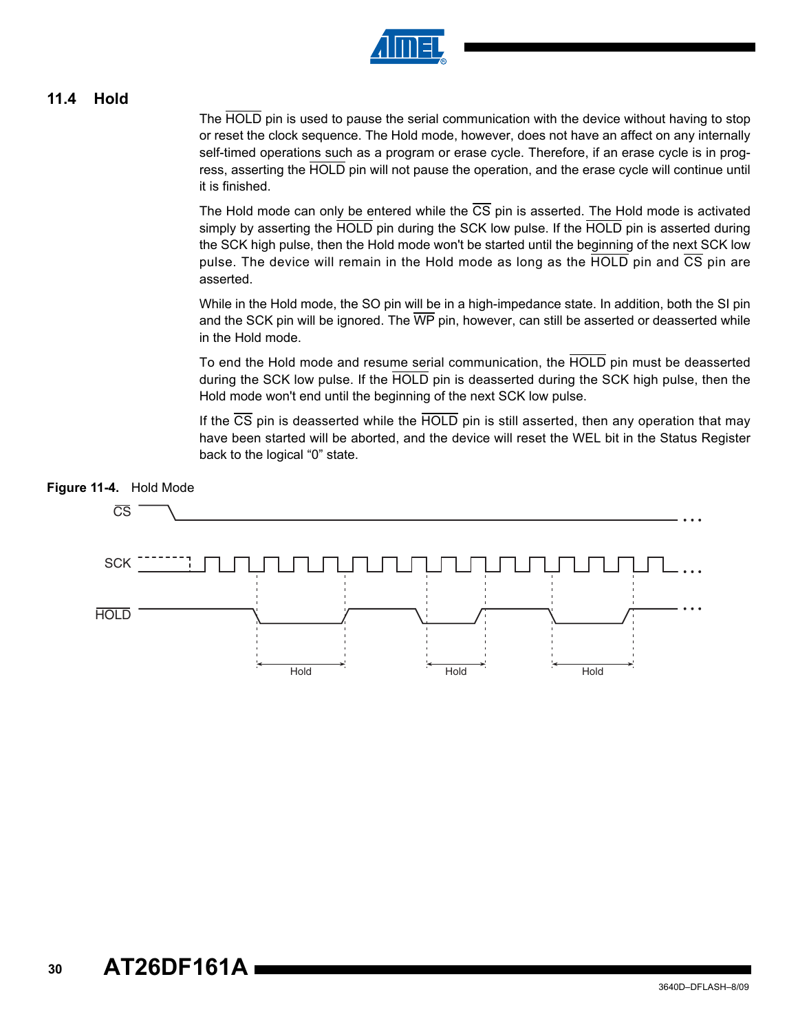## 11.4 Hold

The HOLD pin is used to pause the serial communication with the device without having to stop or reset the clock sequence. The Hold mode, however, does not have an affect on any internally self-timed operations such as a program or erase cycle. Therefore, if an erase cycle is in progress, asserting the HOLD pin will not pause the operation, and the erase cycle will continue until it is finished.

The Hold mode can only be entered while the CS pin is asserted. The Hold mode is activated simply by asserting the HOLD pin during the SCK low pulse. If the HOLD pin is asserted during the SCK high pulse, then the Hold mode won't be started until the beginning of the next SCK low pulse. The device will remain in the Hold mode as long as the HOLD pin and CS pin are asserted.

While in the Hold mode, the SO pin will be in a high-impedance state. In addition, both the SI pin and the SCK pin will be ignored. The WP pin, however, can still be asserted or deasserted while in the Hold mode.

To end the Hold mode and resume serial communication, the HOLD pin must be deasserted during the SCK low pulse. If the HOLD pin is deasserted during the SCK high pulse, then the Hold mode won't end until the beginning of the next SCK low pulse.

If the CS pin is deasserted while the HOLD pin is still asserted, then any operation that may have been started will be aborted, and the device will reset the WEL bit in the Status Register back to the logical "0" state.

**Figure 11-4.** Hold Mode

CS

SCK

HOLD

Hold Hold Hold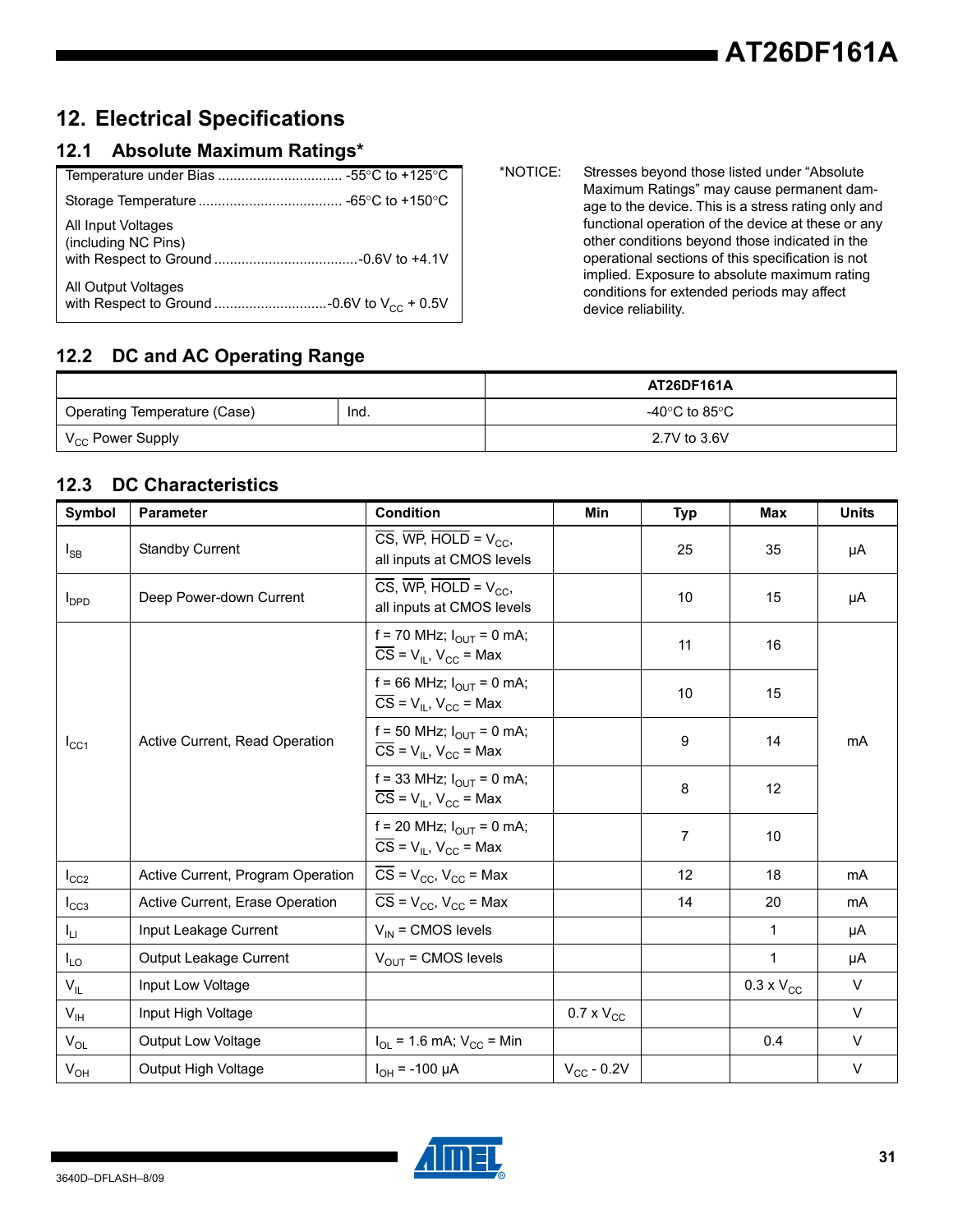## 12. Electrical Specifications

### 12.1 Absolute Maximum Ratings*

| | |
|---|---|
| Temperature under Bias | -55°C to +125°C |
| Storage Temperature | -65°C to +150°C |
| All Input Voltages (including NC Pins) with Respect to Ground | -0.6V to +4.1V |
| All Output Voltages with Respect to Ground | -0.6V to $V_{CC}$ + 0.5V |

*NOTICE: Stresses beyond those listed under "Absolute Maximum Ratings" may cause permanent damage to the device. This is a stress rating only and functional operation of the device at these or any other conditions beyond those indicated in the operational sections of this specification is not implied. Exposure to absolute maximum rating conditions for extended periods may affect device reliability.

### 12.2 DC and AC Operating Range

| | | AT26DF161A |
|---|---|---|
| Operating Temperature (Case) | Ind. | -40°C to 85°C |
| $V_{CC}$ Power Supply | | 2.7V to 3.6V |

### 12.3 DC Characteristics

| Symbol | Parameter | Condition | Min | Typ | Max | Units |
|---|---|---|---|---|---|---|
| $I_{SB}$ | Standby Current | $\overline{CS}$, $\overline{WP}$, $\overline{HOLD}$ = $V_{CC}$, all inputs at CMOS levels | | 25 | 35 | µA |
| $I_{DPD}$ | Deep Power-down Current | $\overline{CS}$, $\overline{WP}$, $\overline{HOLD}$ = $V_{CC}$, all inputs at CMOS levels | | 10 | 15 | µA |
| $I_{CC1}$ | Active Current, Read Operation | f = 70 MHz; $I_{OUT}$ = 0 mA; $\overline{CS}$ = $V_{IL}$, $V_{CC}$ = Max | | 11 | 16 | mA |
| | | f = 66 MHz; $I_{OUT}$ = 0 mA; $\overline{CS}$ = $V_{IL}$, $V_{CC}$ = Max | | 10 | 15 | |
| | | f = 50 MHz; $I_{OUT}$ = 0 mA; $\overline{CS}$ = $V_{IL}$, $V_{CC}$ = Max | | 9 | 14 | |
| | | f = 33 MHz; $I_{OUT}$ = 0 mA; $\overline{CS}$ = $V_{IL}$, $V_{CC}$ = Max | | 8 | 12 | |
| | | f = 20 MHz; $I_{OUT}$ = 0 mA; $\overline{CS}$ = $V_{IL}$, $V_{CC}$ = Max | | 7 | 10 | |
| $I_{CC2}$ | Active Current, Program Operation | $\overline{CS}$ = $V_{CC}$, $V_{CC}$ = Max | | 12 | 18 | mA |
| $I_{CC3}$ | Active Current, Erase Operation | $\overline{CS}$ = $V_{CC}$, $V_{CC}$ = Max | | 14 | 20 | mA |
| $I_{LI}$ | Input Leakage Current | $V_{IN}$ = CMOS levels | | | 1 | µA |
| $I_{LO}$ | Output Leakage Current | $V_{OUT}$ = CMOS levels | | | 1 | µA |
| $V_{IL}$ | Input Low Voltage | | | | 0.3 x $V_{CC}$ | V |
| $V_{IH}$ | Input High Voltage | | 0.7 x $V_{CC}$ | | | V |
| $V_{OL}$ | Output Low Voltage | $I_{OL}$ = 1.6 mA; $V_{CC}$ = Min | | | 0.4 | V |
| $V_{OH}$ | Output High Voltage | $I_{OH}$ = -100 µA | $V_{CC}$ - 0.2V | | | V |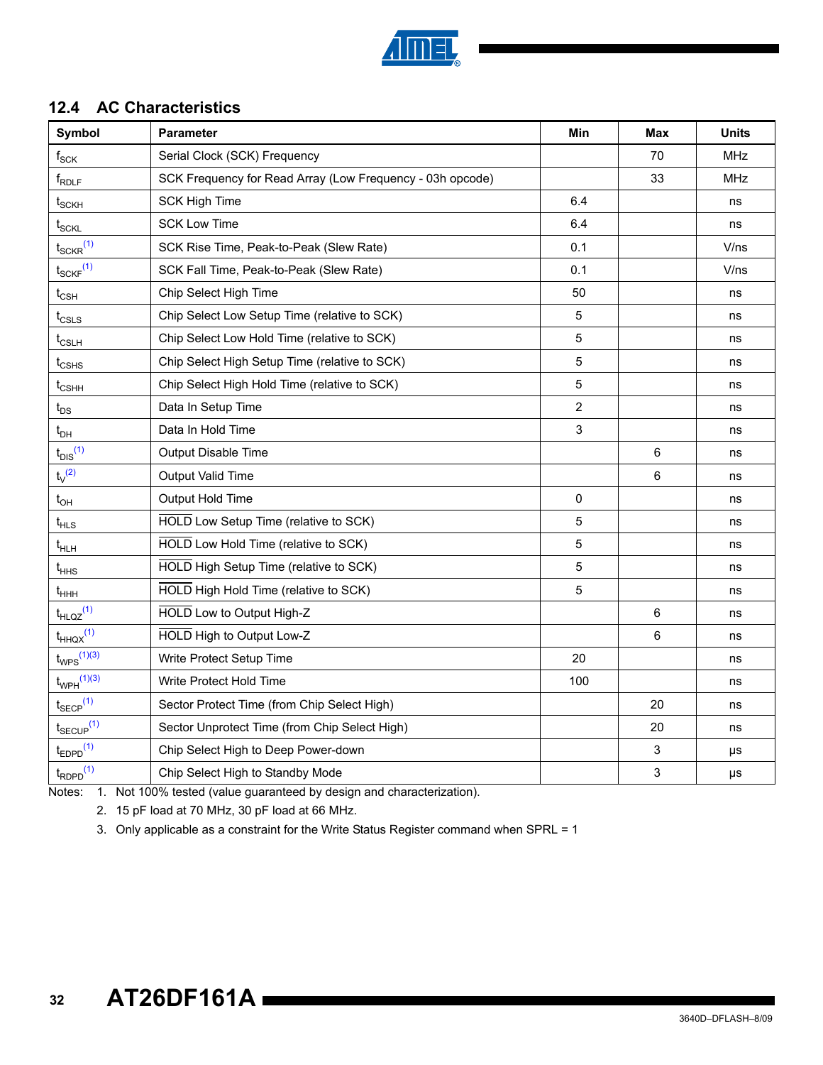## 12.4 AC Characteristics

| Symbol | Parameter | Min | Max | Units |
|---|---|---|---|---|
| $f_{SCK}$ | Serial Clock (SCK) Frequency | | 70 | MHz |
| $f_{RDLF}$ | SCK Frequency for Read Array (Low Frequency - 03h opcode) | | 33 | MHz |
| $t_{SCKH}$ | SCK High Time | 6.4 | | ns |
| $t_{SCKL}$ | SCK Low Time | 6.4 | | ns |
| $t_{SCKR}$[1] | SCK Rise Time, Peak-to-Peak (Slew Rate) | 0.1 | | V/ns |
| $t_{SCKF}$[1] | SCK Fall Time, Peak-to-Peak (Slew Rate) | 0.1 | | V/ns |
| $t_{CSH}$ | Chip Select High Time | 50 | | ns |
| $t_{CSLS}$ | Chip Select Low Setup Time (relative to SCK) | 5 | | ns |
| $t_{CSLH}$ | Chip Select Low Hold Time (relative to SCK) | 5 | | ns |
| $t_{CSHS}$ | Chip Select High Setup Time (relative to SCK) | 5 | | ns |
| $t_{CSHH}$ | Chip Select High Hold Time (relative to SCK) | 5 | | ns |
| $t_{DS}$ | Data In Setup Time | 2 | | ns |
| $t_{DH}$ | Data In Hold Time | 3 | | ns |
| $t_{DIS}$[1] | Output Disable Time | | 6 | ns |
| $t_{V}$[2] | Output Valid Time | | 6 | ns |
| $t_{OH}$ | Output Hold Time | 0 | | ns |
| $t_{HLS}$ | $\overline{\text{HOLD}}$ Low Setup Time (relative to SCK) | 5 | | ns |
| $t_{HLH}$ | $\overline{\text{HOLD}}$ Low Hold Time (relative to SCK) | 5 | | ns |
| $t_{HHS}$ | $\overline{\text{HOLD}}$ High Setup Time (relative to SCK) | 5 | | ns |
| $t_{HHH}$ | $\overline{\text{HOLD}}$ High Hold Time (relative to SCK) | 5 | | ns |
| $t_{HLQZ}$[1] | $\overline{\text{HOLD}}$ Low to Output High-Z | | 6 | ns |
| $t_{HHQX}$[1] | $\overline{\text{HOLD}}$ High to Output Low-Z | | 6 | ns |
| $t_{WPS}$[1][3] | Write Protect Setup Time | 20 | | ns |
| $t_{WPH}$[1][3] | Write Protect Hold Time | 100 | | ns |
| $t_{SECP}$[1] | Sector Protect Time (from Chip Select High) | | 20 | ns |
| $t_{SECUP}$[1] | Sector Unprotect Time (from Chip Select High) | | 20 | ns |
| $t_{EDPD}$[1] | Chip Select High to Deep Power-down | | 3 | µs |
| $t_{RDPD}$[1] | Chip Select High to Standby Mode | | 3 | µs |

Notes:
1. Not 100% tested (value guaranteed by design and characterization).
2. 15 pF load at 70 MHz, 30 pF load at 66 MHz.
3. Only applicable as a constraint for the Write Status Register command when SPRL = 1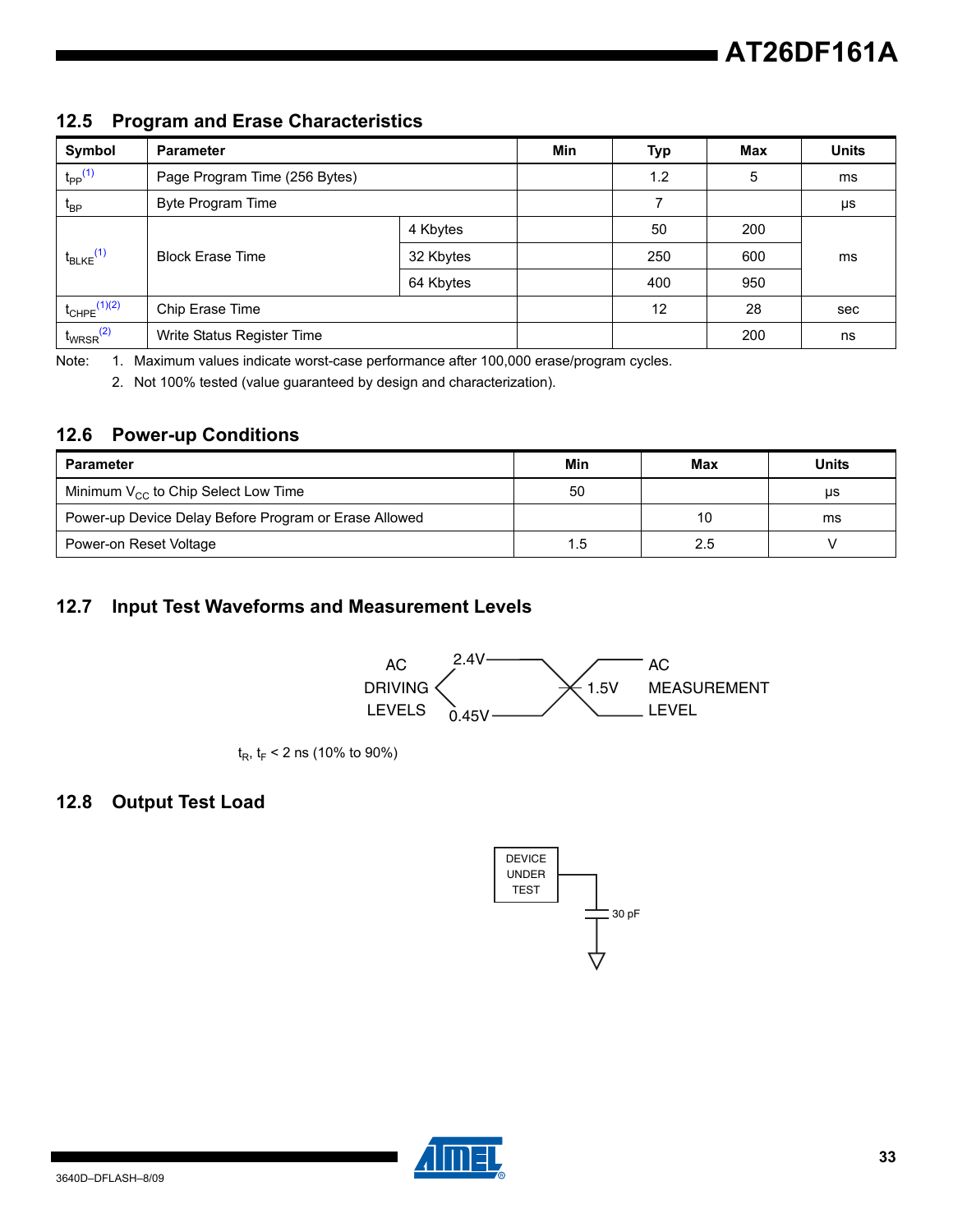## 12.5 Program and Erase Characteristics

| Symbol | Parameter | | Min | Typ | Max | Units |
|---|---|---|---|---|---|---|
| $t_{PP}$[1] | Page Program Time (256 Bytes) | | | 1.2 | 5 | ms |
| $t_{BP}$ | Byte Program Time | | | 7 | | µs |
| $t_{BLKE}$[1] | Block Erase Time | 4 Kbytes | | 50 | 200 | ms |
| | | 32 Kbytes | | 250 | 600 | |
| | | 64 Kbytes | | 400 | 950 | |
| $t_{CHPE}$[1][2] | Chip Erase Time | | | 12 | 28 | sec |
| $t_{WRSR}$[2] | Write Status Register Time | | | | 200 | ns |

Note: 1. Maximum values indicate worst-case performance after 100,000 erase/program cycles.
2. Not 100% tested (value guaranteed by design and characterization).

## 12.6 Power-up Conditions

| Parameter | Min | Max | Units |
|---|---|---|---|
| Minimum $V_{CC}$ to Chip Select Low Time | 50 | | µs |
| Power-up Device Delay Before Program or Erase Allowed | | 10 | ms |
| Power-on Reset Voltage | 1.5 | 2.5 | V |

## 12.7 Input Test Waveforms and Measurement Levels

AC DRIVING LEVELS: 2.4V / 0.45V — 1.5V — AC MEASUREMENT LEVEL

$t_R$, $t_F$ < 2 ns (10% to 90%)

## 12.8 Output Test Load

DEVICE UNDER TEST — 30 pF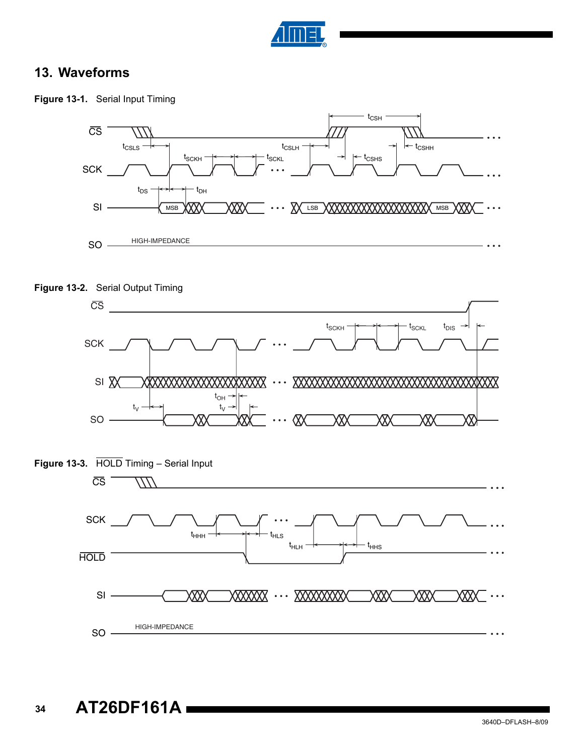# 13. Waveforms

**Figure 13-1.** Serial Input Timing

**Figure 13-2.** Serial Output Timing

**Figure 13-3.** $\overline{\text{HOLD}}$ Timing – Serial Input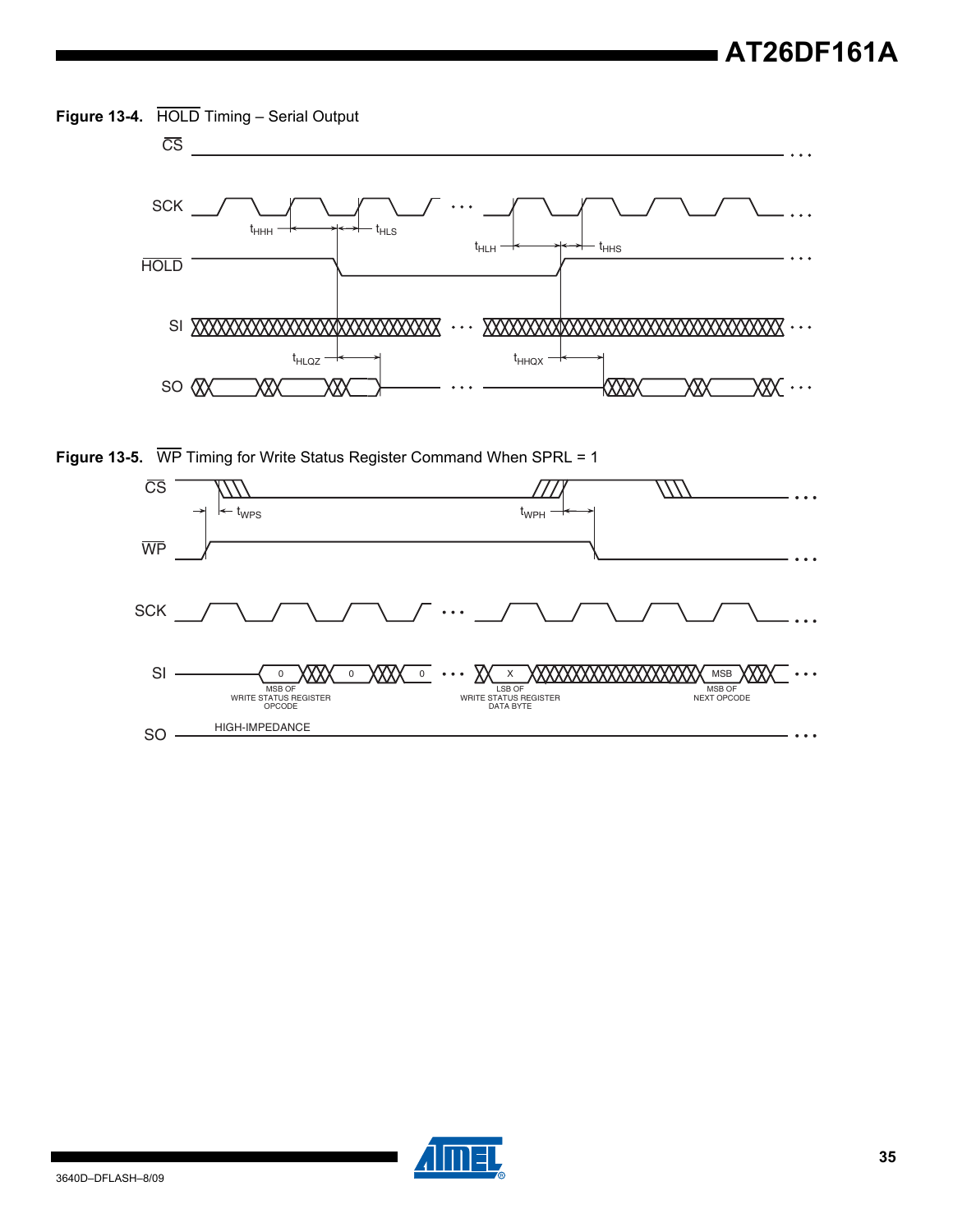**Figure 13-4.** $\overline{\text{HOLD}}$ Timing – Serial Output

CS

SCK

$t_{HHH}$ $t_{HLS}$

$t_{HLH}$ $t_{HHS}$

HOLD

SI

$t_{HLQZ}$ $t_{HHQX}$

SO

**Figure 13-5.** $\overline{\text{WP}}$ Timing for Write Status Register Command When SPRL = 1

CS

$t_{WPS}$ $t_{WPH}$

WP

SCK

SI

0 0 0 X MSB

MSB OF WRITE STATUS REGISTER OPCODE

LSB OF WRITE STATUS REGISTER DATA BYTE

MSB OF NEXT OPCODE

HIGH-IMPEDANCE

SO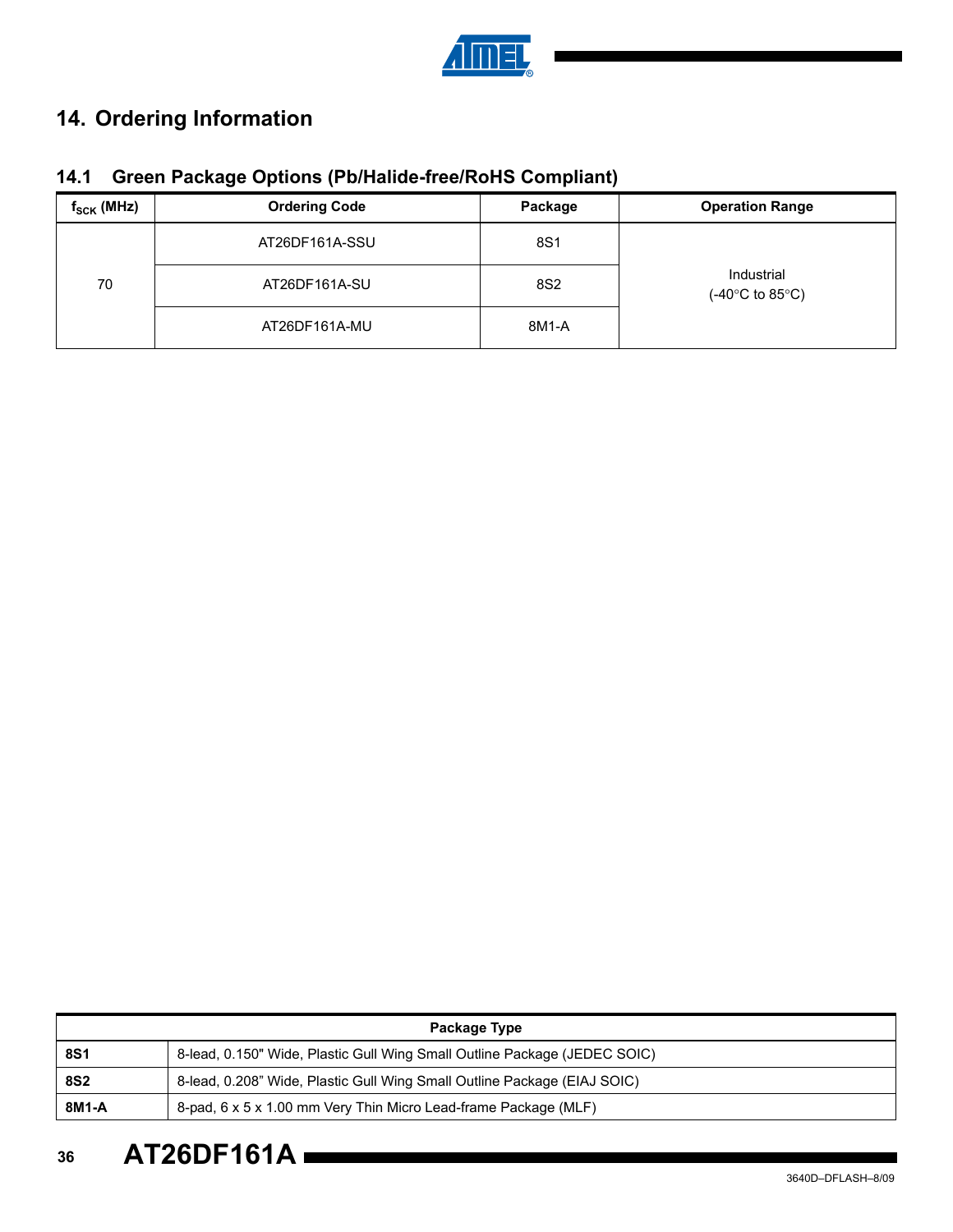# 14. Ordering Information

## 14.1 Green Package Options (Pb/Halide-free/RoHS Compliant)

| $f_{SCK}$ (MHz) | Ordering Code | Package | Operation Range |
|---|---|---|---|
| 70 | AT26DF161A-SSU | 8S1 | Industrial (-40°C to 85°C) |
| | AT26DF161A-SU | 8S2 | |
| | AT26DF161A-MU | 8M1-A | |

| Package Type | |
|---|---|
| **8S1** | 8-lead, 0.150" Wide, Plastic Gull Wing Small Outline Package (JEDEC SOIC) |
| **8S2** | 8-lead, 0.208" Wide, Plastic Gull Wing Small Outline Package (EIAJ SOIC) |
| **8M1-A** | 8-pad, 6 x 5 x 1.00 mm Very Thin Micro Lead-frame Package (MLF) |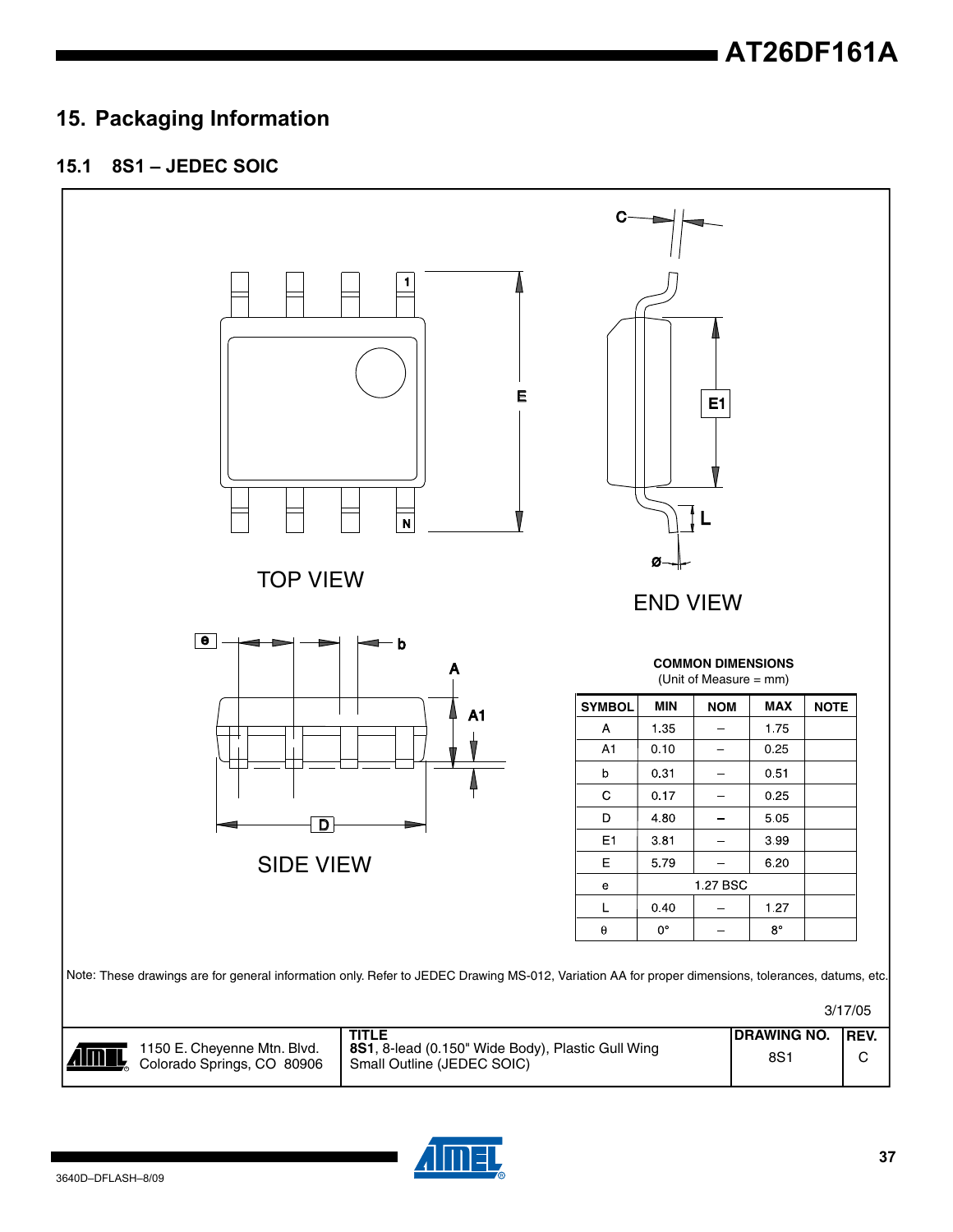## 15. Packaging Information

### 15.1 8S1 – JEDEC SOIC

TOP VIEW

END VIEW

SIDE VIEW

**COMMON DIMENSIONS**
(Unit of Measure = mm)

| SYMBOL | MIN | NOM | MAX | NOTE |
|---|---|---|---|---|
| A | 1.35 | – | 1.75 | |
| A1 | 0.10 | – | 0.25 | |
| b | 0.31 | – | 0.51 | |
| C | 0.17 | – | 0.25 | |
| D | 4.80 | – | 5.05 | |
| E1 | 3.81 | – | 3.99 | |
| E | 5.79 | – | 6.20 | |
| e | 1.27 BSC | | | |
| L | 0.40 | – | 1.27 | |
| θ | 0° | – | 8° | |

Note: These drawings are for general information only. Refer to JEDEC Drawing MS-012, Variation AA for proper dimensions, tolerances, datums, etc.

3/17/05

| | TITLE | DRAWING NO. | REV. |
|---|---|---|---|
| 1150 E. Cheyenne Mtn. Blvd. Colorado Springs, CO 80906 | **8S1**, 8-lead (0.150" Wide Body), Plastic Gull Wing Small Outline (JEDEC SOIC) | 8S1 | C |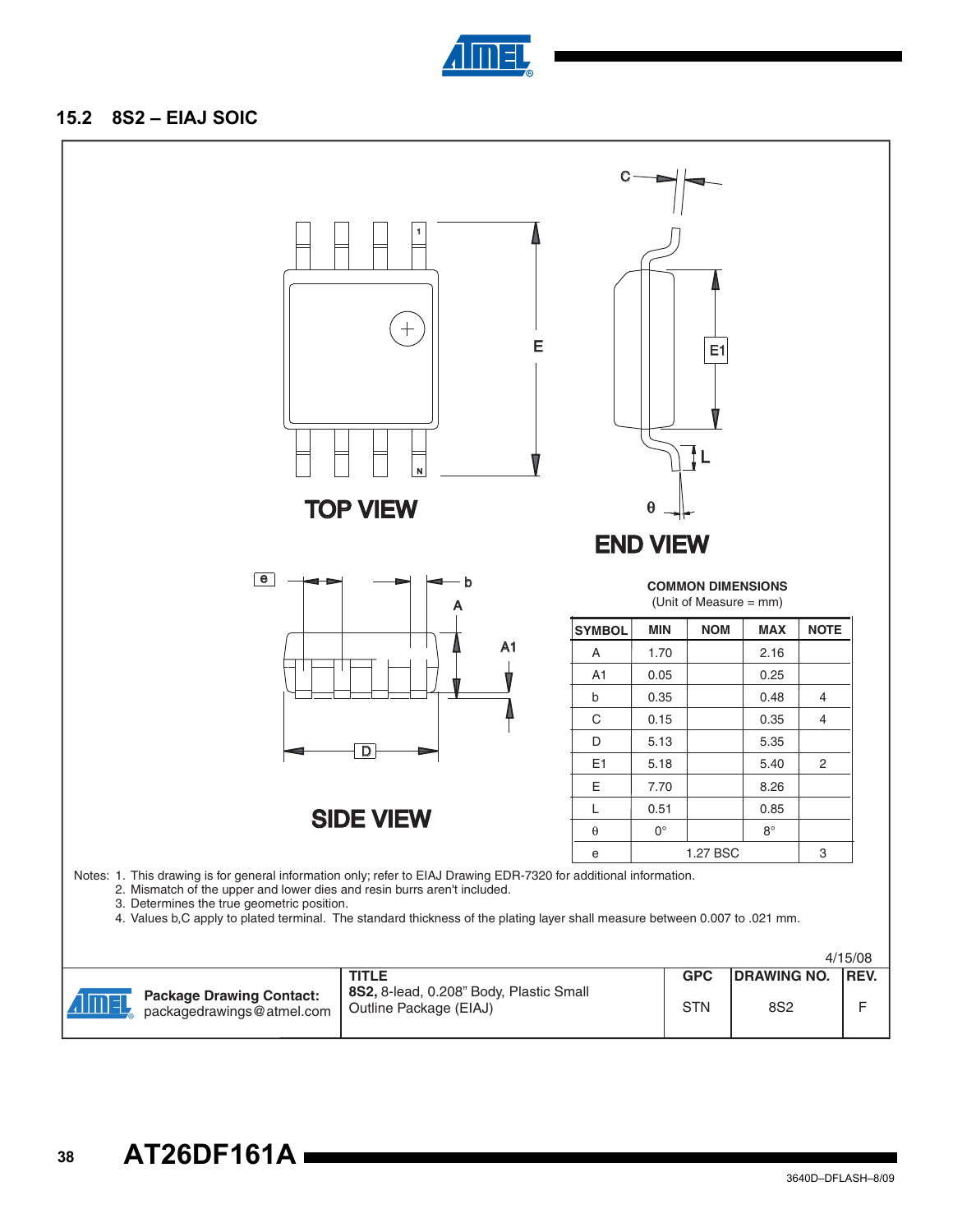## 15.2 8S2 – EIAJ SOIC

TOP VIEW

END VIEW

SIDE VIEW

**COMMON DIMENSIONS**
(Unit of Measure = mm)

| SYMBOL | MIN | NOM | MAX | NOTE |
|---|---|---|---|---|
| A | 1.70 | | 2.16 | |
| A1 | 0.05 | | 0.25 | |
| b | 0.35 | | 0.48 | 4 |
| C | 0.15 | | 0.35 | 4 |
| D | 5.13 | | 5.35 | |
| E1 | 5.18 | | 5.40 | 2 |
| E | 7.70 | | 8.26 | |
| L | 0.51 | | 0.85 | |
| θ | 0° | | 8° | |
| e | | 1.27 BSC | | 3 |

Notes:
1. This drawing is for general information only; refer to EIAJ Drawing EDR-7320 for additional information.
2. Mismatch of the upper and lower dies and resin burrs aren't included.
3. Determines the true geometric position.
4. Values b,C apply to plated terminal. The standard thickness of the plating layer shall measure between 0.007 to .021 mm.

4/15/08

| Package Drawing Contact: packagedrawings@atmel.com | TITLE **8S2,** 8-lead, 0.208" Body, Plastic Small Outline Package (EIAJ) | GPC | DRAWING NO. | REV. |
|---|---|---|---|---|
| | | STN | 8S2 | F |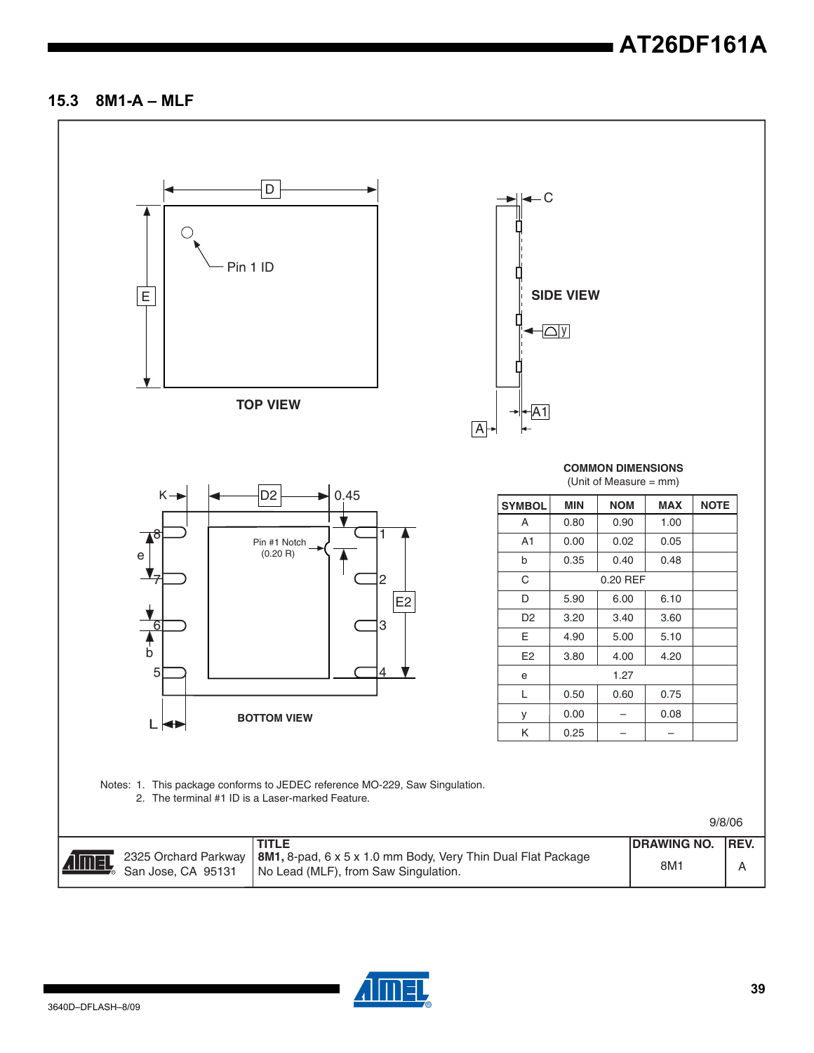## 15.3 8M1-A – MLF

TOP VIEW

SIDE VIEW

BOTTOM VIEW

Pin 1 ID

Pin #1 Notch (0.20 R)

**COMMON DIMENSIONS**
(Unit of Measure = mm)

| SYMBOL | MIN | NOM | MAX | NOTE |
|---|---|---|---|---|
| A | 0.80 | 0.90 | 1.00 | |
| A1 | 0.00 | 0.02 | 0.05 | |
| b | 0.35 | 0.40 | 0.48 | |
| C | | 0.20 REF | | |
| D | 5.90 | 6.00 | 6.10 | |
| D2 | 3.20 | 3.40 | 3.60 | |
| E | 4.90 | 5.00 | 5.10 | |
| E2 | 3.80 | 4.00 | 4.20 | |
| e | | 1.27 | | |
| L | 0.50 | 0.60 | 0.75 | |
| y | 0.00 | – | 0.08 | |
| K | 0.25 | – | – | |

Notes: 1. This package conforms to JEDEC reference MO-229, Saw Singulation.
2. The terminal #1 ID is a Laser-marked Feature.

9/8/06

| | TITLE | DRAWING NO. | REV. |
|---|---|---|---|
| 2325 Orchard Parkway San Jose, CA 95131 | **8M1,** 8-pad, 6 x 5 x 1.0 mm Body, Very Thin Dual Flat Package No Lead (MLF), from Saw Singulation. | 8M1 | A |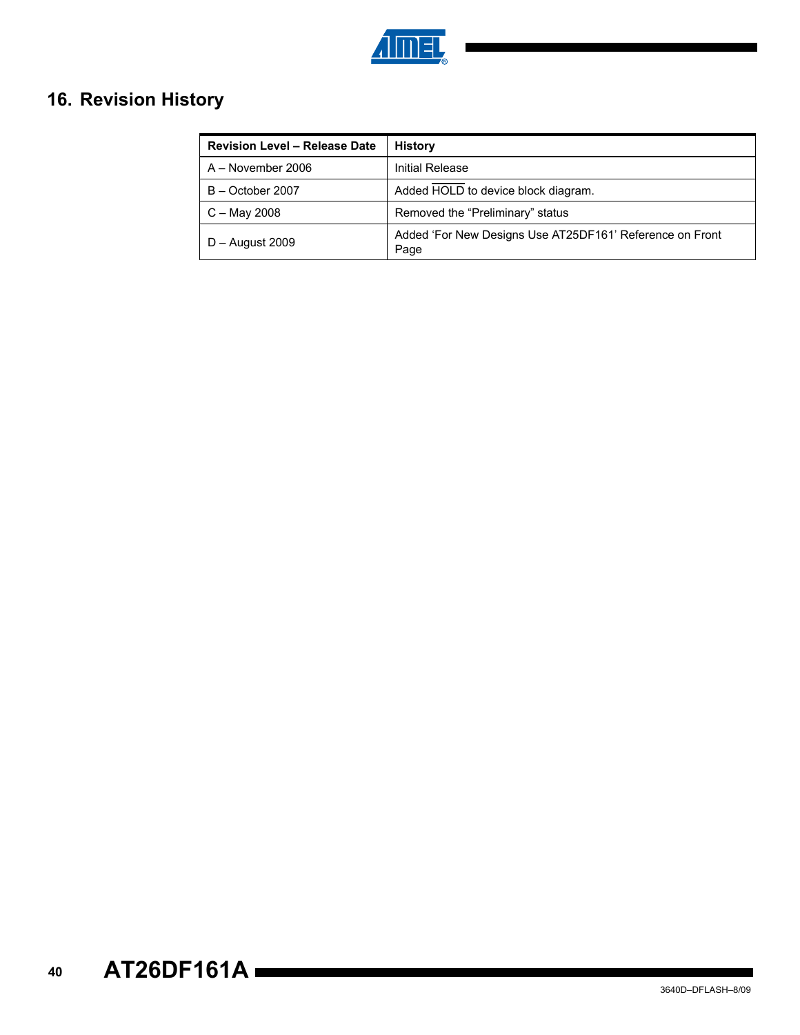## 16. Revision History

| Revision Level – Release Date | History |
|---|---|
| A – November 2006 | Initial Release |
| B – October 2007 | Added $\overline{\text{HOLD}}$ to device block diagram. |
| C – May 2008 | Removed the “Preliminary” status |
| D – August 2009 | Added ‘For New Designs Use AT25DF161’ Reference on Front Page |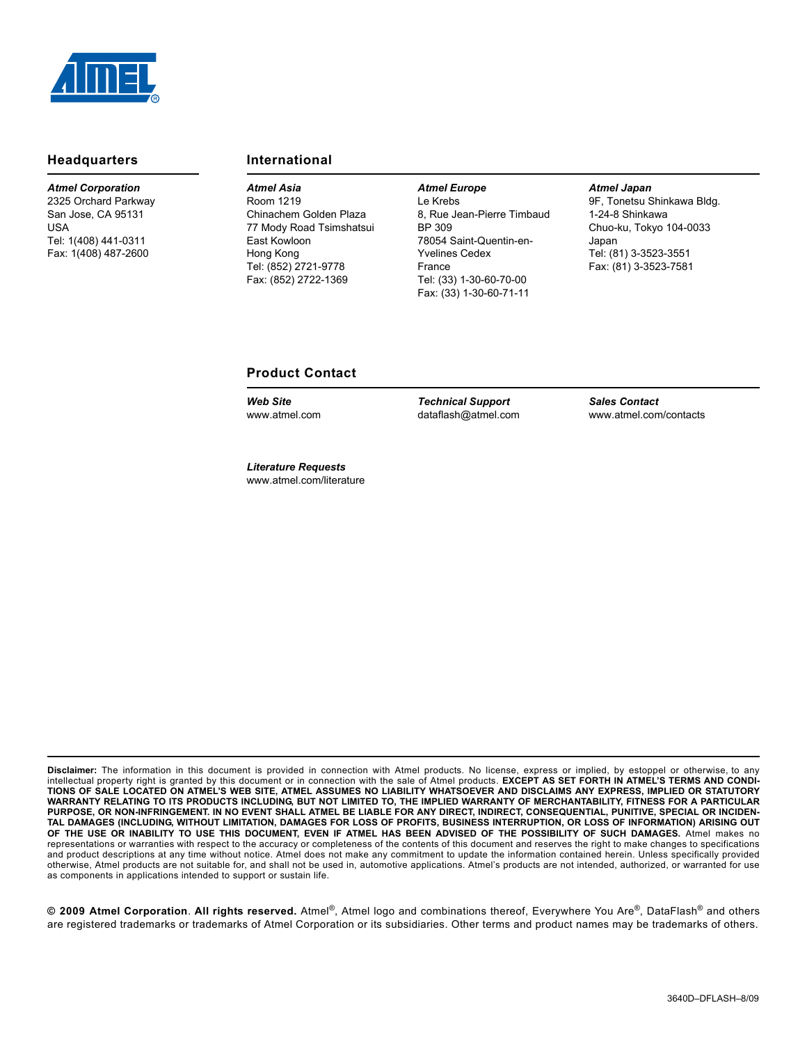## Headquarters

*Atmel Corporation*
2325 Orchard Parkway
San Jose, CA 95131
USA
Tel: 1(408) 441-0311
Fax: 1(408) 487-2600

## International

*Atmel Asia*
Room 1219
Chinachem Golden Plaza
77 Mody Road Tsimshatsui
East Kowloon
Hong Kong
Tel: (852) 2721-9778
Fax: (852) 2722-1369

*Atmel Europe*
Le Krebs
8, Rue Jean-Pierre Timbaud
BP 309
78054 Saint-Quentin-en-Yvelines Cedex
France
Tel: (33) 1-30-60-70-00
Fax: (33) 1-30-60-71-11

*Atmel Japan*
9F, Tonetsu Shinkawa Bldg.
1-24-8 Shinkawa
Chuo-ku, Tokyo 104-0033
Japan
Tel: (81) 3-3523-3551
Fax: (81) 3-3523-7581

## Product Contact

*Web Site*
www.atmel.com

*Technical Support*
dataflash@atmel.com

*Sales Contact*
www.atmel.com/contacts

*Literature Requests*
www.atmel.com/literature

**Disclaimer:** The information in this document is provided in connection with Atmel products. No license, express or implied, by estoppel or otherwise, to any intellectual property right is granted by this document or in connection with the sale of Atmel products. **EXCEPT AS SET FORTH IN ATMEL'S TERMS AND CONDITIONS OF SALE LOCATED ON ATMEL'S WEB SITE, ATMEL ASSUMES NO LIABILITY WHATSOEVER AND DISCLAIMS ANY EXPRESS, IMPLIED OR STATUTORY WARRANTY RELATING TO ITS PRODUCTS INCLUDING, BUT NOT LIMITED TO, THE IMPLIED WARRANTY OF MERCHANTABILITY, FITNESS FOR A PARTICULAR PURPOSE, OR NON-INFRINGEMENT. IN NO EVENT SHALL ATMEL BE LIABLE FOR ANY DIRECT, INDIRECT, CONSEQUENTIAL, PUNITIVE, SPECIAL OR INCIDENTAL DAMAGES (INCLUDING, WITHOUT LIMITATION, DAMAGES FOR LOSS OF PROFITS, BUSINESS INTERRUPTION, OR LOSS OF INFORMATION) ARISING OUT OF THE USE OR INABILITY TO USE THIS DOCUMENT, EVEN IF ATMEL HAS BEEN ADVISED OF THE POSSIBILITY OF SUCH DAMAGES.** Atmel makes no representations or warranties with respect to the accuracy or completeness of the contents of this document and reserves the right to make changes to specifications and product descriptions at any time without notice. Atmel does not make any commitment to update the information contained herein. Unless specifically provided otherwise, Atmel products are not suitable for, and shall not be used in, automotive applications. Atmel's products are not intended, authorized, or warranted for use as components in applications intended to support or sustain life.

**© 2009 Atmel Corporation**. **All rights reserved.** Atmel®, Atmel logo and combinations thereof, Everywhere You Are®, DataFlash® and others are registered trademarks or trademarks of Atmel Corporation or its subsidiaries. Other terms and product names may be trademarks of others.

3640D–DFLASH–8/09